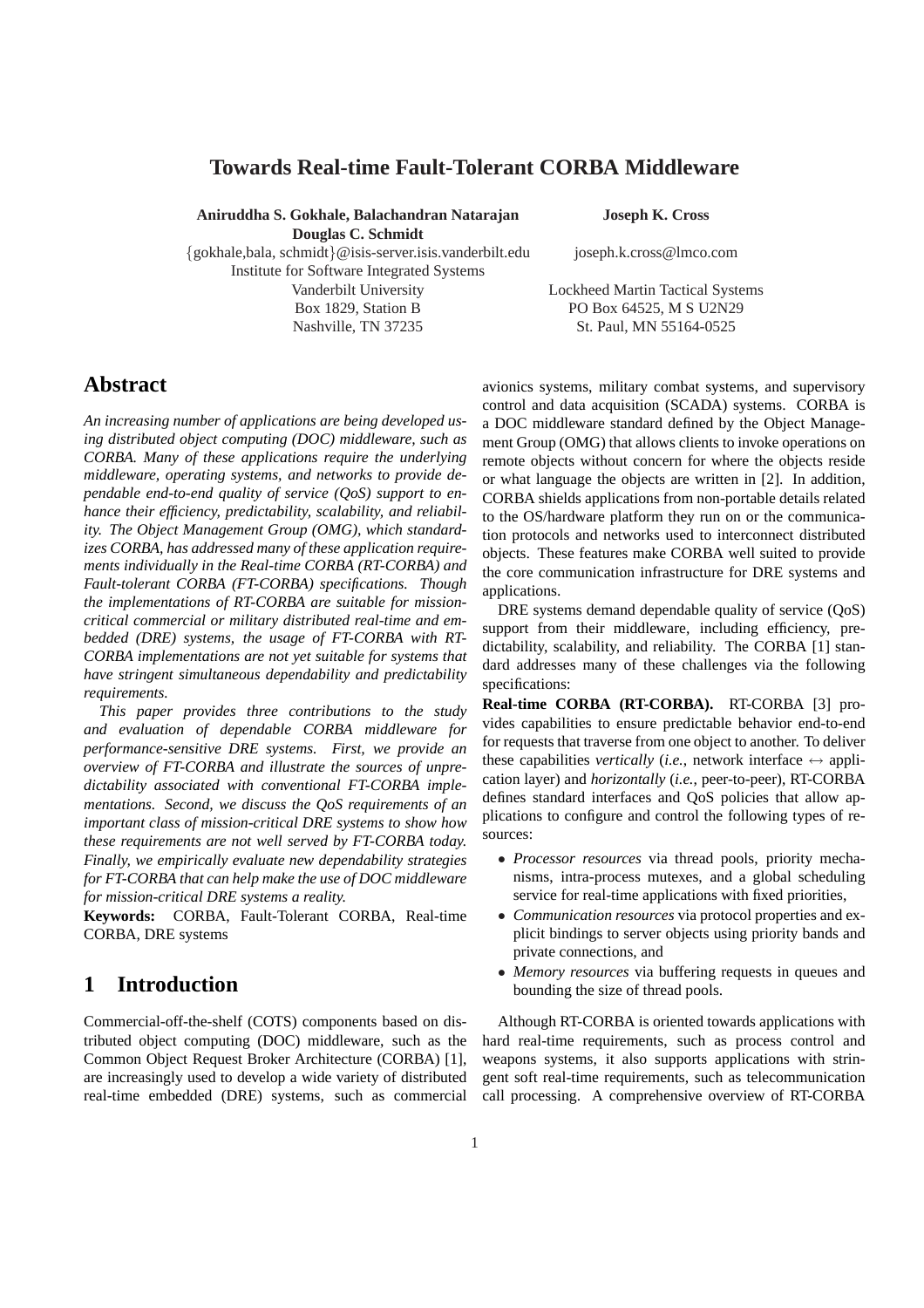# Towards Real-time Fault-Tolerant CORBA Middleware

**Aniruddha S. Gokhale, Balachandran Natarajan**
**Douglas C. Schmidt**
{gokhale,bala, schmidt}@isis-server.isis.vanderbilt.edu
Institute for Software Integrated Systems
Vanderbilt University
Box 1829, Station B
Nashville, TN 37235

**Joseph K. Cross**
joseph.k.cross@lmco.com
Lockheed Martin Tactical Systems
PO Box 64525, M S U2N29
St. Paul, MN 55164-0525

## Abstract

*An increasing number of applications are being developed using distributed object computing (DOC) middleware, such as CORBA. Many of these applications require the underlying middleware, operating systems, and networks to provide dependable end-to-end quality of service (QoS) support to enhance their efficiency, predictability, scalability, and reliability. The Object Management Group (OMG), which standardizes CORBA, has addressed many of these application requirements individually in the Real-time CORBA (RT-CORBA) and Fault-tolerant CORBA (FT-CORBA) specifications. Though the implementations of RT-CORBA are suitable for mission-critical commercial or military distributed real-time and embedded (DRE) systems, the usage of FT-CORBA with RT-CORBA implementations are not yet suitable for systems that have stringent simultaneous dependability and predictability requirements.*

*This paper provides three contributions to the study and evaluation of dependable CORBA middleware for performance-sensitive DRE systems. First, we provide an overview of FT-CORBA and illustrate the sources of unpredictability associated with conventional FT-CORBA implementations. Second, we discuss the QoS requirements of an important class of mission-critical DRE systems to show how these requirements are not well served by FT-CORBA today. Finally, we empirically evaluate new dependability strategies for FT-CORBA that can help make the use of DOC middleware for mission-critical DRE systems a reality.*

**Keywords:** CORBA, Fault-Tolerant CORBA, Real-time CORBA, DRE systems

## 1 Introduction

Commercial-off-the-shelf (COTS) components based on distributed object computing (DOC) middleware, such as the Common Object Request Broker Architecture (CORBA) [1], are increasingly used to develop a wide variety of distributed real-time embedded (DRE) systems, such as commercial avionics systems, military combat systems, and supervisory control and data acquisition (SCADA) systems. CORBA is a DOC middleware standard defined by the Object Management Group (OMG) that allows clients to invoke operations on remote objects without concern for where the objects reside or what language the objects are written in [2]. In addition, CORBA shields applications from non-portable details related to the OS/hardware platform they run on or the communication protocols and networks used to interconnect distributed objects. These features make CORBA well suited to provide the core communication infrastructure for DRE systems and applications.

DRE systems demand dependable quality of service (QoS) support from their middleware, including efficiency, predictability, scalability, and reliability. The CORBA [1] standard addresses many of these challenges via the following specifications:

**Real-time CORBA (RT-CORBA).** RT-CORBA [3] provides capabilities to ensure predictable behavior end-to-end for requests that traverse from one object to another. To deliver these capabilities *vertically* (*i.e.*, network interface $\leftrightarrow$ application layer) and *horizontally* (*i.e.*, peer-to-peer), RT-CORBA defines standard interfaces and QoS policies that allow applications to configure and control the following types of resources:

- *Processor resources* via thread pools, priority mechanisms, intra-process mutexes, and a global scheduling service for real-time applications with fixed priorities,
- *Communication resources* via protocol properties and explicit bindings to server objects using priority bands and private connections, and
- *Memory resources* via buffering requests in queues and bounding the size of thread pools.

Although RT-CORBA is oriented towards applications with hard real-time requirements, such as process control and weapons systems, it also supports applications with stringent soft real-time requirements, such as telecommunication call processing. A comprehensive overview of RT-CORBA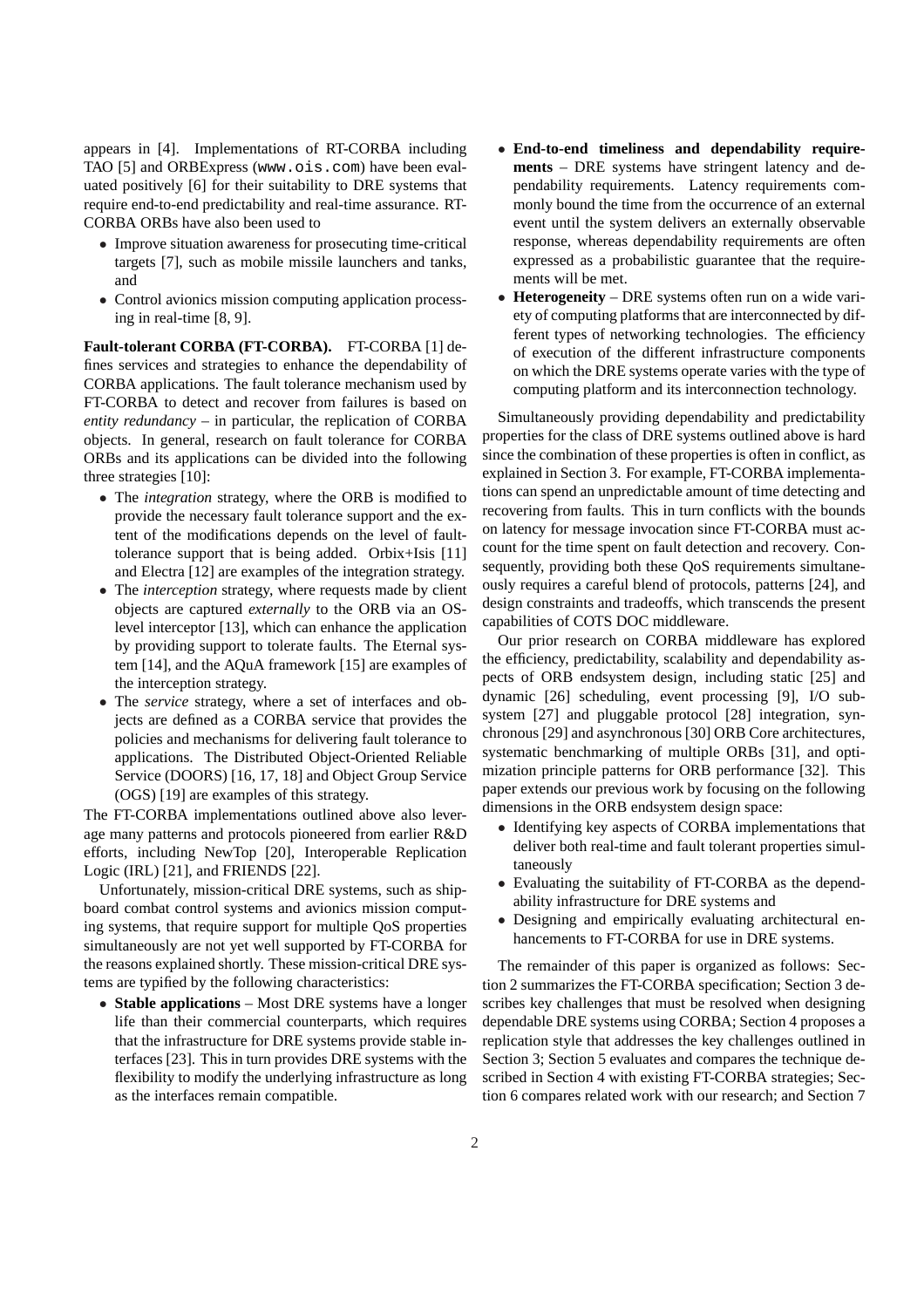appears in [4]. Implementations of RT-CORBA including TAO [5] and ORBExpress (`www.ois.com`) have been evaluated positively [6] for their suitability to DRE systems that require end-to-end predictability and real-time assurance. RT-CORBA ORBs have also been used to

- Improve situation awareness for prosecuting time-critical targets [7], such as mobile missile launchers and tanks, and
- Control avionics mission computing application processing in real-time [8, 9].

**Fault-tolerant CORBA (FT-CORBA).** FT-CORBA [1] defines services and strategies to enhance the dependability of CORBA applications. The fault tolerance mechanism used by FT-CORBA to detect and recover from failures is based on *entity redundancy* – in particular, the replication of CORBA objects. In general, research on fault tolerance for CORBA ORBs and its applications can be divided into the following three strategies [10]:

- The *integration* strategy, where the ORB is modified to provide the necessary fault tolerance support and the extent of the modifications depends on the level of fault-tolerance support that is being added. Orbix+Isis [11] and Electra [12] are examples of the integration strategy.
- The *interception* strategy, where requests made by client objects are captured *externally* to the ORB via an OS-level interceptor [13], which can enhance the application by providing support to tolerate faults. The Eternal system [14], and the AQuA framework [15] are examples of the interception strategy.
- The *service* strategy, where a set of interfaces and objects are defined as a CORBA service that provides the policies and mechanisms for delivering fault tolerance to applications. The Distributed Object-Oriented Reliable Service (DOORS) [16, 17, 18] and Object Group Service (OGS) [19] are examples of this strategy.

The FT-CORBA implementations outlined above also leverage many patterns and protocols pioneered from earlier R&D efforts, including NewTop [20], Interoperable Replication Logic (IRL) [21], and FRIENDS [22].

Unfortunately, mission-critical DRE systems, such as shipboard combat control systems and avionics mission computing systems, that require support for multiple QoS properties simultaneously are not yet well supported by FT-CORBA for the reasons explained shortly. These mission-critical DRE systems are typified by the following characteristics:

- **Stable applications** – Most DRE systems have a longer life than their commercial counterparts, which requires that the infrastructure for DRE systems provide stable interfaces [23]. This in turn provides DRE systems with the flexibility to modify the underlying infrastructure as long as the interfaces remain compatible.
- **End-to-end timeliness and dependability requirements** – DRE systems have stringent latency and dependability requirements. Latency requirements commonly bound the time from the occurrence of an external event until the system delivers an externally observable response, whereas dependability requirements are often expressed as a probabilistic guarantee that the requirements will be met.
- **Heterogeneity** – DRE systems often run on a wide variety of computing platforms that are interconnected by different types of networking technologies. The efficiency of execution of the different infrastructure components on which the DRE systems operate varies with the type of computing platform and its interconnection technology.

Simultaneously providing dependability and predictability properties for the class of DRE systems outlined above is hard since the combination of these properties is often in conflict, as explained in Section 3. For example, FT-CORBA implementations can spend an unpredictable amount of time detecting and recovering from faults. This in turn conflicts with the bounds on latency for message invocation since FT-CORBA must account for the time spent on fault detection and recovery. Consequently, providing both these QoS requirements simultaneously requires a careful blend of protocols, patterns [24], and design constraints and tradeoffs, which transcends the present capabilities of COTS DOC middleware.

Our prior research on CORBA middleware has explored the efficiency, predictability, scalability and dependability aspects of ORB endsystem design, including static [25] and dynamic [26] scheduling, event processing [9], I/O subsystem [27] and pluggable protocol [28] integration, synchronous [29] and asynchronous [30] ORB Core architectures, systematic benchmarking of multiple ORBs [31], and optimization principle patterns for ORB performance [32]. This paper extends our previous work by focusing on the following dimensions in the ORB endsystem design space:

- Identifying key aspects of CORBA implementations that deliver both real-time and fault tolerant properties simultaneously
- Evaluating the suitability of FT-CORBA as the dependability infrastructure for DRE systems and
- Designing and empirically evaluating architectural enhancements to FT-CORBA for use in DRE systems.

The remainder of this paper is organized as follows: Section 2 summarizes the FT-CORBA specification; Section 3 describes key challenges that must be resolved when designing dependable DRE systems using CORBA; Section 4 proposes a replication style that addresses the key challenges outlined in Section 3; Section 5 evaluates and compares the technique described in Section 4 with existing FT-CORBA strategies; Section 6 compares related work with our research; and Section 7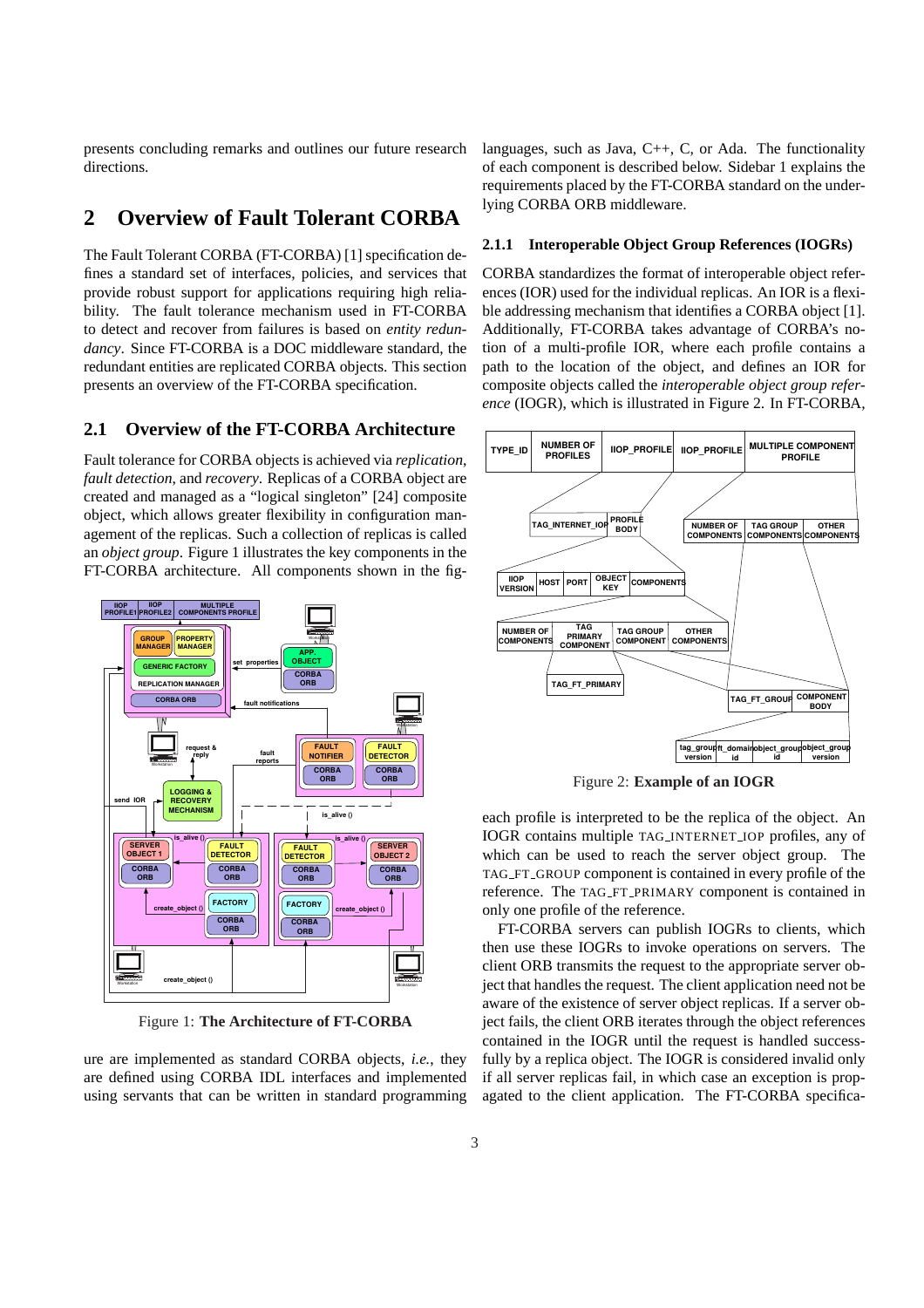presents concluding remarks and outlines our future research directions.

## 2 Overview of Fault Tolerant CORBA

The Fault Tolerant CORBA (FT-CORBA) [1] specification defines a standard set of interfaces, policies, and services that provide robust support for applications requiring high reliability. The fault tolerance mechanism used in FT-CORBA to detect and recover from failures is based on *entity redundancy*. Since FT-CORBA is a DOC middleware standard, the redundant entities are replicated CORBA objects. This section presents an overview of the FT-CORBA specification.

### 2.1 Overview of the FT-CORBA Architecture

Fault tolerance for CORBA objects is achieved via *replication*, *fault detection*, and *recovery*. Replicas of a CORBA object are created and managed as a "logical singleton" [24] composite object, which allows greater flexibility in configuration management of the replicas. Such a collection of replicas is called an *object group*. Figure 1 illustrates the key components in the FT-CORBA architecture. All components shown in the figure are implemented as standard CORBA objects, *i.e.*, they are defined using CORBA IDL interfaces and implemented using servants that can be written in standard programming languages, such as Java, C++, C, or Ada. The functionality of each component is described below. Sidebar 1 explains the requirements placed by the FT-CORBA standard on the underlying CORBA ORB middleware.

Figure 1: **The Architecture of FT-CORBA**

#### 2.1.1 Interoperable Object Group References (IOGRs)

CORBA standardizes the format of interoperable object references (IOR) used for the individual replicas. An IOR is a flexible addressing mechanism that identifies a CORBA object [1]. Additionally, FT-CORBA takes advantage of CORBA's notion of a multi-profile IOR, where each profile contains a path to the location of the object, and defines an IOR for composite objects called the *interoperable object group reference* (IOGR), which is illustrated in Figure 2. In FT-CORBA, each profile is interpreted to be the replica of the object. An IOGR contains multiple TAG_INTERNET_IOP profiles, any of which can be used to reach the server object group. The TAG_FT_GROUP component is contained in every profile of the reference. The TAG_FT_PRIMARY component is contained in only one profile of the reference.

Figure 2: **Example of an IOGR**

FT-CORBA servers can publish IOGRs to clients, which then use these IOGRs to invoke operations on servers. The client ORB transmits the request to the appropriate server object that handles the request. The client application need not be aware of the existence of server object replicas. If a server object fails, the client ORB iterates through the object references contained in the IOGR until the request is handled successfully by a replica object. The IOGR is considered invalid only if all server replicas fail, in which case an exception is propagated to the client application. The FT-CORBA specifica-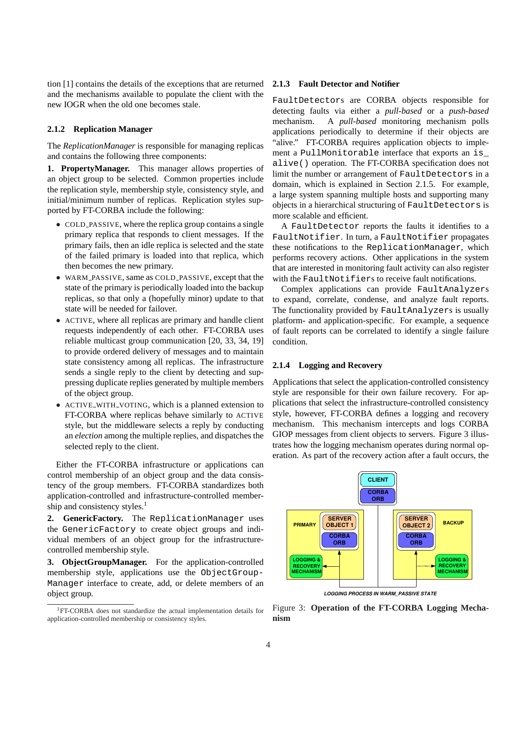tion [1] contains the details of the exceptions that are returned and the mechanisms available to populate the client with the new IOGR when the old one becomes stale.

### 2.1.2 Replication Manager

The *ReplicationManager* is responsible for managing replicas and contains the following three components:

**1. PropertyManager.** This manager allows properties of an object group to be selected. Common properties include the replication style, membership style, consistency style, and initial/minimum number of replicas. Replication styles supported by FT-CORBA include the following:

- COLD_PASSIVE, where the replica group contains a single primary replica that responds to client messages. If the primary fails, then an idle replica is selected and the state of the failed primary is loaded into that replica, which then becomes the new primary.
- WARM_PASSIVE, same as COLD_PASSIVE, except that the state of the primary is periodically loaded into the backup replicas, so that only a (hopefully minor) update to that state will be needed for failover.
- ACTIVE, where all replicas are primary and handle client requests independently of each other. FT-CORBA uses reliable multicast group communication [20, 33, 34, 19] to provide ordered delivery of messages and to maintain state consistency among all replicas. The infrastructure sends a single reply to the client by detecting and suppressing duplicate replies generated by multiple members of the object group.
- ACTIVE_WITH_VOTING, which is a planned extension to FT-CORBA where replicas behave similarly to ACTIVE style, but the middleware selects a reply by conducting an *election* among the multiple replies, and dispatches the selected reply to the client.

Either the FT-CORBA infrastructure or applications can control membership of an object group and the data consistency of the group members. FT-CORBA standardizes both application-controlled and infrastructure-controlled membership and consistency styles.[1]

**2. GenericFactory.** The `ReplicationManager` uses the `GenericFactory` to create object groups and individual members of an object group for the infrastructure-controlled membership style.

**3. ObjectGroupManager.** For the application-controlled membership style, applications use the `ObjectGroupManager` interface to create, add, or delete members of an object group.

[1] FT-CORBA does not standardize the actual implementation details for application-controlled membership or consistency styles.

### 2.1.3 Fault Detector and Notifier

`FaultDetector`s are CORBA objects responsible for detecting faults via either a *pull-based* or a *push-based* mechanism. A *pull-based* monitoring mechanism polls applications periodically to determine if their objects are "alive." FT-CORBA requires application objects to implement a `PullMonitorable` interface that exports an `is_alive()` operation. The FT-CORBA specification does not limit the number or arrangement of `FaultDetectors` in a domain, which is explained in Section 2.1.5. For example, a large system spanning multiple hosts and supporting many objects in a hierarchical structuring of `FaultDetectors` is more scalable and efficient.

A `FaultDetector` reports the faults it identifies to a `FaultNotifier`. In turn, a `FaultNotifier` propagates these notifications to the `ReplicationManager`, which performs recovery actions. Other applications in the system that are interested in monitoring fault activity can also register with the `FaultNotifier`s to receive fault notifications.

Complex applications can provide `FaultAnalyzer`s to expand, correlate, condense, and analyze fault reports. The functionality provided by `FaultAnalyzer`s is usually platform- and application-specific. For example, a sequence of fault reports can be correlated to identify a single failure condition.

### 2.1.4 Logging and Recovery

Applications that select the application-controlled consistency style are responsible for their own failure recovery. For applications that select the infrastructure-controlled consistency style, however, FT-CORBA defines a logging and recovery mechanism. This mechanism intercepts and logs CORBA GIOP messages from client objects to servers. Figure 3 illustrates how the logging mechanism operates during normal operation. As part of the recovery action after a fault occurs, the

Figure 3: **Operation of the FT-CORBA Logging Mechanism**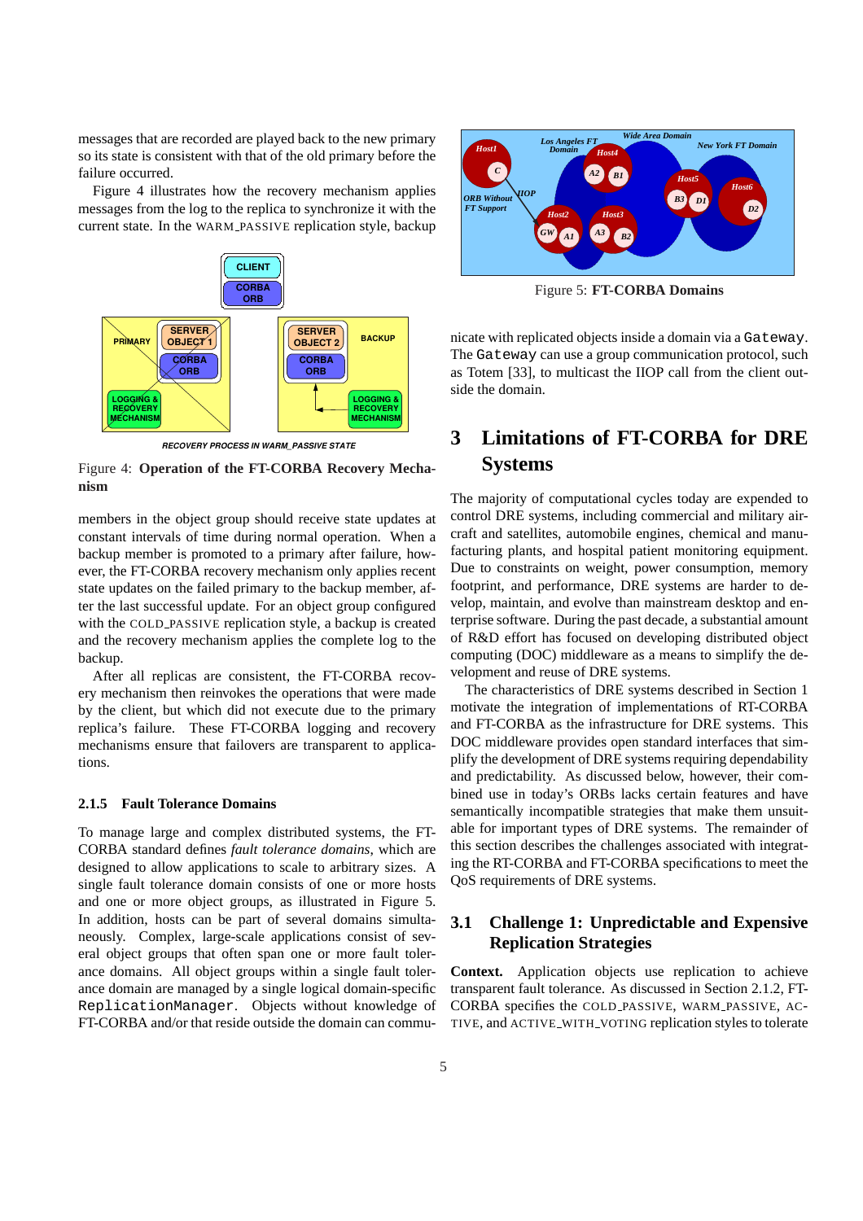messages that are recorded are played back to the new primary so its state is consistent with that of the old primary before the failure occurred.

Figure 4 illustrates how the recovery mechanism applies messages from the log to the replica to synchronize it with the current state. In the WARM_PASSIVE replication style, backup members in the object group should receive state updates at constant intervals of time during normal operation. When a backup member is promoted to a primary after failure, however, the FT-CORBA recovery mechanism only applies recent state updates on the failed primary to the backup member, after the last successful update. For an object group configured with the COLD_PASSIVE replication style, a backup is created and the recovery mechanism applies the complete log to the backup.

Figure 4: **Operation of the FT-CORBA Recovery Mechanism**

After all replicas are consistent, the FT-CORBA recovery mechanism then reinvokes the operations that were made by the client, but which did not execute due to the primary replica's failure. These FT-CORBA logging and recovery mechanisms ensure that failovers are transparent to applications.

### 2.1.5 Fault Tolerance Domains

To manage large and complex distributed systems, the FT-CORBA standard defines *fault tolerance domains*, which are designed to allow applications to scale to arbitrary sizes. A single fault tolerance domain consists of one or more hosts and one or more object groups, as illustrated in Figure 5. In addition, hosts can be part of several domains simultaneously. Complex, large-scale applications consist of several object groups that often span one or more fault tolerance domains. All object groups within a single fault tolerance domain are managed by a single logical domain-specific `ReplicationManager`. Objects without knowledge of FT-CORBA and/or that reside outside the domain can communicate with replicated objects inside a domain via a `Gateway`. The `Gateway` can use a group communication protocol, such as Totem [33], to multicast the IIOP call from the client outside the domain.

Figure 5: **FT-CORBA Domains**

## 3 Limitations of FT-CORBA for DRE Systems

The majority of computational cycles today are expended to control DRE systems, including commercial and military aircraft and satellites, automobile engines, chemical and manufacturing plants, and hospital patient monitoring equipment. Due to constraints on weight, power consumption, memory footprint, and performance, DRE systems are harder to develop, maintain, and evolve than mainstream desktop and enterprise software. During the past decade, a substantial amount of R&D effort has focused on developing distributed object computing (DOC) middleware as a means to simplify the development and reuse of DRE systems.

The characteristics of DRE systems described in Section 1 motivate the integration of implementations of RT-CORBA and FT-CORBA as the infrastructure for DRE systems. This DOC middleware provides open standard interfaces that simplify the development of DRE systems requiring dependability and predictability. As discussed below, however, their combined use in today's ORBs lacks certain features and have semantically incompatible strategies that make them unsuitable for important types of DRE systems. The remainder of this section describes the challenges associated with integrating the RT-CORBA and FT-CORBA specifications to meet the QoS requirements of DRE systems.

### 3.1 Challenge 1: Unpredictable and Expensive Replication Strategies

**Context.** Application objects use replication to achieve transparent fault tolerance. As discussed in Section 2.1.2, FT-CORBA specifies the COLD_PASSIVE, WARM_PASSIVE, ACTIVE, and ACTIVE_WITH_VOTING replication styles to tolerate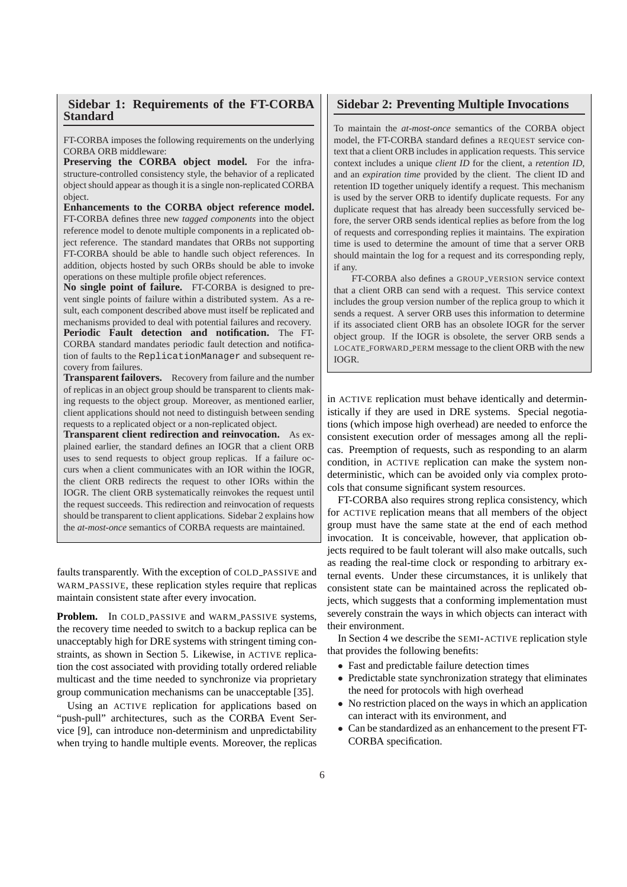## Sidebar 1: Requirements of the FT-CORBA Standard

FT-CORBA imposes the following requirements on the underlying CORBA ORB middleware:

**Preserving the CORBA object model.** For the infrastructure-controlled consistency style, the behavior of a replicated object should appear as though it is a single non-replicated CORBA object.

**Enhancements to the CORBA object reference model.** FT-CORBA defines three new *tagged components* into the object reference model to denote multiple components in a replicated object reference. The standard mandates that ORBs not supporting FT-CORBA should be able to handle such object references. In addition, objects hosted by such ORBs should be able to invoke operations on these multiple profile object references.

**No single point of failure.** FT-CORBA is designed to prevent single points of failure within a distributed system. As a result, each component described above must itself be replicated and mechanisms provided to deal with potential failures and recovery.

**Periodic Fault detection and notification.** The FT-CORBA standard mandates periodic fault detection and notification of faults to the `ReplicationManager` and subsequent recovery from failures.

**Transparent failovers.** Recovery from failure and the number of replicas in an object group should be transparent to clients making requests to the object group. Moreover, as mentioned earlier, client applications should not need to distinguish between sending requests to a replicated object or a non-replicated object.

**Transparent client redirection and reinvocation.** As explained earlier, the standard defines an IOGR that a client ORB uses to send requests to object group replicas. If a failure occurs when a client communicates with an IOR within the IOGR, the client ORB redirects the request to other IORs within the IOGR. The client ORB systematically reinvokes the request until the request succeeds. This redirection and reinvocation of requests should be transparent to client applications. Sidebar 2 explains how the *at-most-once* semantics of CORBA requests are maintained.

faults transparently. With the exception of COLD_PASSIVE and WARM_PASSIVE, these replication styles require that replicas maintain consistent state after every invocation.

**Problem.** In COLD_PASSIVE and WARM_PASSIVE systems, the recovery time needed to switch to a backup replica can be unacceptably high for DRE systems with stringent timing constraints, as shown in Section 5. Likewise, in ACTIVE replication the cost associated with providing totally ordered reliable multicast and the time needed to synchronize via proprietary group communication mechanisms can be unacceptable [35].

Using an ACTIVE replication for applications based on "push-pull" architectures, such as the CORBA Event Service [9], can introduce non-determinism and unpredictability when trying to handle multiple events. Moreover, the replicas in ACTIVE replication must behave identically and deterministically if they are used in DRE systems. Special negotiations (which impose high overhead) are needed to enforce the consistent execution order of messages among all the replicas. Preemption of requests, such as responding to an alarm condition, in ACTIVE replication can make the system nondeterministic, which can be avoided only via complex protocols that consume significant system resources.

FT-CORBA also requires strong replica consistency, which for ACTIVE replication means that all members of the object group must have the same state at the end of each method invocation. It is conceivable, however, that application objects required to be fault tolerant will also make outcalls, such as reading the real-time clock or responding to arbitrary external events. Under these circumstances, it is unlikely that consistent state can be maintained across the replicated objects, which suggests that a conforming implementation must severely constrain the ways in which objects can interact with their environment.

In Section 4 we describe the SEMI-ACTIVE replication style that provides the following benefits:

- Fast and predictable failure detection times
- Predictable state synchronization strategy that eliminates the need for protocols with high overhead
- No restriction placed on the ways in which an application can interact with its environment, and
- Can be standardized as an enhancement to the present FT-CORBA specification.

## Sidebar 2: Preventing Multiple Invocations

To maintain the *at-most-once* semantics of the CORBA object model, the FT-CORBA standard defines a REQUEST service context that a client ORB includes in application requests. This service context includes a unique *client ID* for the client, a *retention ID*, and an *expiration time* provided by the client. The client ID and retention ID together uniquely identify a request. This mechanism is used by the server ORB to identify duplicate requests. For any duplicate request that has already been successfully serviced before, the server ORB sends identical replies as before from the log of requests and corresponding replies it maintains. The expiration time is used to determine the amount of time that a server ORB should maintain the log for a request and its corresponding reply, if any.

FT-CORBA also defines a GROUP_VERSION service context that a client ORB can send with a request. This service context includes the group version number of the replica group to which it sends a request. A server ORB uses this information to determine if its associated client ORB has an obsolete IOGR for the server object group. If the IOGR is obsolete, the server ORB sends a LOCATE_FORWARD_PERM message to the client ORB with the new IOGR.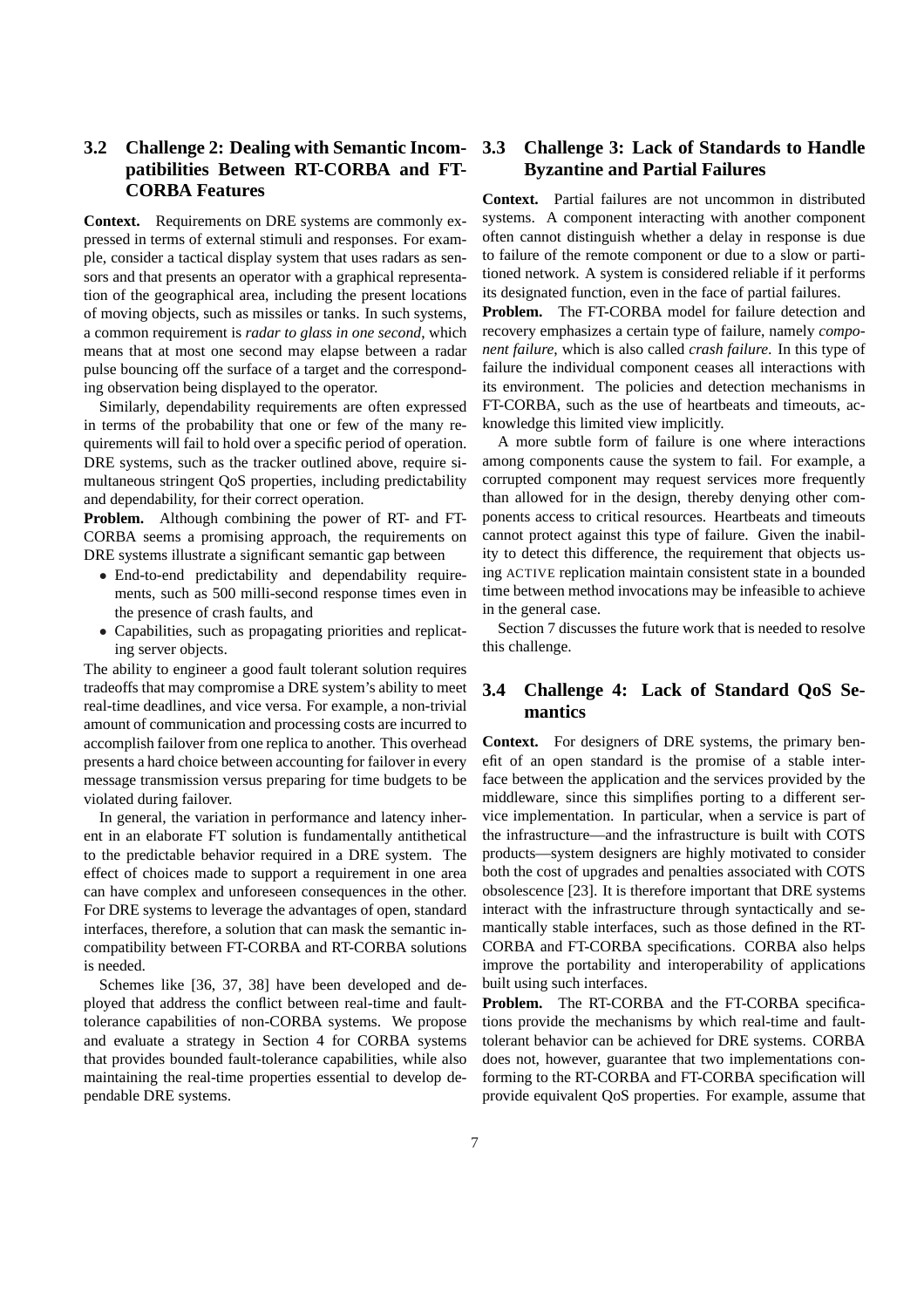### 3.2 Challenge 2: Dealing with Semantic Incompatibilities Between RT-CORBA and FT-CORBA Features

**Context.** Requirements on DRE systems are commonly expressed in terms of external stimuli and responses. For example, consider a tactical display system that uses radars as sensors and that presents an operator with a graphical representation of the geographical area, including the present locations of moving objects, such as missiles or tanks. In such systems, a common requirement is *radar to glass in one second*, which means that at most one second may elapse between a radar pulse bouncing off the surface of a target and the corresponding observation being displayed to the operator.

Similarly, dependability requirements are often expressed in terms of the probability that one or few of the many requirements will fail to hold over a specific period of operation. DRE systems, such as the tracker outlined above, require simultaneous stringent QoS properties, including predictability and dependability, for their correct operation.

**Problem.** Although combining the power of RT- and FT-CORBA seems a promising approach, the requirements on DRE systems illustrate a significant semantic gap between

- End-to-end predictability and dependability requirements, such as 500 milli-second response times even in the presence of crash faults, and
- Capabilities, such as propagating priorities and replicating server objects.

The ability to engineer a good fault tolerant solution requires tradeoffs that may compromise a DRE system's ability to meet real-time deadlines, and vice versa. For example, a non-trivial amount of communication and processing costs are incurred to accomplish failover from one replica to another. This overhead presents a hard choice between accounting for failover in every message transmission versus preparing for time budgets to be violated during failover.

In general, the variation in performance and latency inherent in an elaborate FT solution is fundamentally antithetical to the predictable behavior required in a DRE system. The effect of choices made to support a requirement in one area can have complex and unforeseen consequences in the other. For DRE systems to leverage the advantages of open, standard interfaces, therefore, a solution that can mask the semantic incompatibility between FT-CORBA and RT-CORBA solutions is needed.

Schemes like [36, 37, 38] have been developed and deployed that address the conflict between real-time and fault-tolerance capabilities of non-CORBA systems. We propose and evaluate a strategy in Section 4 for CORBA systems that provides bounded fault-tolerance capabilities, while also maintaining the real-time properties essential to develop dependable DRE systems.

### 3.3 Challenge 3: Lack of Standards to Handle Byzantine and Partial Failures

**Context.** Partial failures are not uncommon in distributed systems. A component interacting with another component often cannot distinguish whether a delay in response is due to failure of the remote component or due to a slow or partitioned network. A system is considered reliable if it performs its designated function, even in the face of partial failures.

**Problem.** The FT-CORBA model for failure detection and recovery emphasizes a certain type of failure, namely *component failure*, which is also called *crash failure*. In this type of failure the individual component ceases all interactions with its environment. The policies and detection mechanisms in FT-CORBA, such as the use of heartbeats and timeouts, acknowledge this limited view implicitly.

A more subtle form of failure is one where interactions among components cause the system to fail. For example, a corrupted component may request services more frequently than allowed for in the design, thereby denying other components access to critical resources. Heartbeats and timeouts cannot protect against this type of failure. Given the inability to detect this difference, the requirement that objects using ACTIVE replication maintain consistent state in a bounded time between method invocations may be infeasible to achieve in the general case.

Section 7 discusses the future work that is needed to resolve this challenge.

### 3.4 Challenge 4: Lack of Standard QoS Semantics

**Context.** For designers of DRE systems, the primary benefit of an open standard is the promise of a stable interface between the application and the services provided by the middleware, since this simplifies porting to a different service implementation. In particular, when a service is part of the infrastructure—and the infrastructure is built with COTS products—system designers are highly motivated to consider both the cost of upgrades and penalties associated with COTS obsolescence [23]. It is therefore important that DRE systems interact with the infrastructure through syntactically and semantically stable interfaces, such as those defined in the RT-CORBA and FT-CORBA specifications. CORBA also helps improve the portability and interoperability of applications built using such interfaces.

**Problem.** The RT-CORBA and the FT-CORBA specifications provide the mechanisms by which real-time and fault-tolerant behavior can be achieved for DRE systems. CORBA does not, however, guarantee that two implementations conforming to the RT-CORBA and FT-CORBA specification will provide equivalent QoS properties. For example, assume that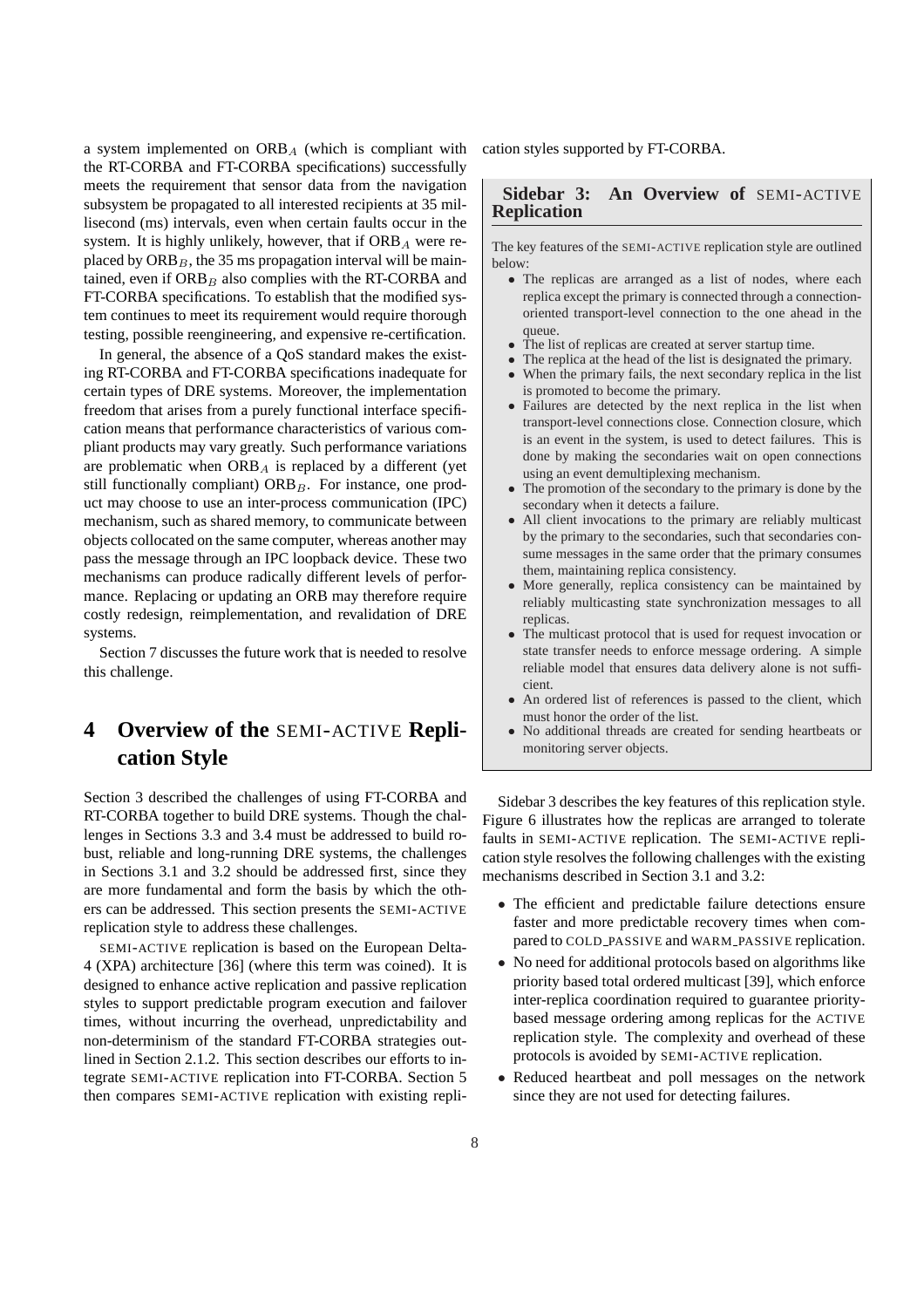a system implemented on $\text{ORB}_A$ (which is compliant with the RT-CORBA and FT-CORBA specifications) successfully meets the requirement that sensor data from the navigation subsystem be propagated to all interested recipients at 35 millisecond (ms) intervals, even when certain faults occur in the system. It is highly unlikely, however, that if $\text{ORB}_A$ were replaced by $\text{ORB}_B$, the 35 ms propagation interval will be maintained, even if $\text{ORB}_B$ also complies with the RT-CORBA and FT-CORBA specifications. To establish that the modified system continues to meet its requirement would require thorough testing, possible reengineering, and expensive re-certification.

In general, the absence of a QoS standard makes the existing RT-CORBA and FT-CORBA specifications inadequate for certain types of DRE systems. Moreover, the implementation freedom that arises from a purely functional interface specification means that performance characteristics of various compliant products may vary greatly. Such performance variations are problematic when $\text{ORB}_A$ is replaced by a different (yet still functionally compliant) $\text{ORB}_B$. For instance, one product may choose to use an inter-process communication (IPC) mechanism, such as shared memory, to communicate between objects collocated on the same computer, whereas another may pass the message through an IPC loopback device. These two mechanisms can produce radically different levels of performance. Replacing or updating an ORB may therefore require costly redesign, reimplementation, and revalidation of DRE systems.

Section 7 discusses the future work that is needed to resolve this challenge.

# 4 Overview of the SEMI-ACTIVE Replication Style

Section 3 described the challenges of using FT-CORBA and RT-CORBA together to build DRE systems. Though the challenges in Sections 3.3 and 3.4 must be addressed to build robust, reliable and long-running DRE systems, the challenges in Sections 3.1 and 3.2 should be addressed first, since they are more fundamental and form the basis by which the others can be addressed. This section presents the SEMI-ACTIVE replication style to address these challenges.

SEMI-ACTIVE replication is based on the European Delta-4 (XPA) architecture [36] (where this term was coined). It is designed to enhance active replication and passive replication styles to support predictable program execution and failover times, without incurring the overhead, unpredictability and non-determinism of the standard FT-CORBA strategies outlined in Section 2.1.2. This section describes our efforts to integrate SEMI-ACTIVE replication into FT-CORBA. Section 5 then compares SEMI-ACTIVE replication with existing replication styles supported by FT-CORBA.

## Sidebar 3: An Overview of SEMI-ACTIVE Replication

The key features of the SEMI-ACTIVE replication style are outlined below:

- The replicas are arranged as a list of nodes, where each replica except the primary is connected through a connection-oriented transport-level connection to the one ahead in the queue.
- The list of replicas are created at server startup time.
- The replica at the head of the list is designated the primary.
- When the primary fails, the next secondary replica in the list is promoted to become the primary.
- Failures are detected by the next replica in the list when transport-level connections close. Connection closure, which is an event in the system, is used to detect failures. This is done by making the secondaries wait on open connections using an event demultiplexing mechanism.
- The promotion of the secondary to the primary is done by the secondary when it detects a failure.
- All client invocations to the primary are reliably multicast by the primary to the secondaries, such that secondaries consume messages in the same order that the primary consumes them, maintaining replica consistency.
- More generally, replica consistency can be maintained by reliably multicasting state synchronization messages to all replicas.
- The multicast protocol that is used for request invocation or state transfer needs to enforce message ordering. A simple reliable model that ensures data delivery alone is not sufficient.
- An ordered list of references is passed to the client, which must honor the order of the list.
- No additional threads are created for sending heartbeats or monitoring server objects.

Sidebar 3 describes the key features of this replication style. Figure 6 illustrates how the replicas are arranged to tolerate faults in SEMI-ACTIVE replication. The SEMI-ACTIVE replication style resolves the following challenges with the existing mechanisms described in Section 3.1 and 3.2:

- The efficient and predictable failure detections ensure faster and more predictable recovery times when compared to COLD_PASSIVE and WARM_PASSIVE replication.
- No need for additional protocols based on algorithms like priority based total ordered multicast [39], which enforce inter-replica coordination required to guarantee priority-based message ordering among replicas for the ACTIVE replication style. The complexity and overhead of these protocols is avoided by SEMI-ACTIVE replication.
- Reduced heartbeat and poll messages on the network since they are not used for detecting failures.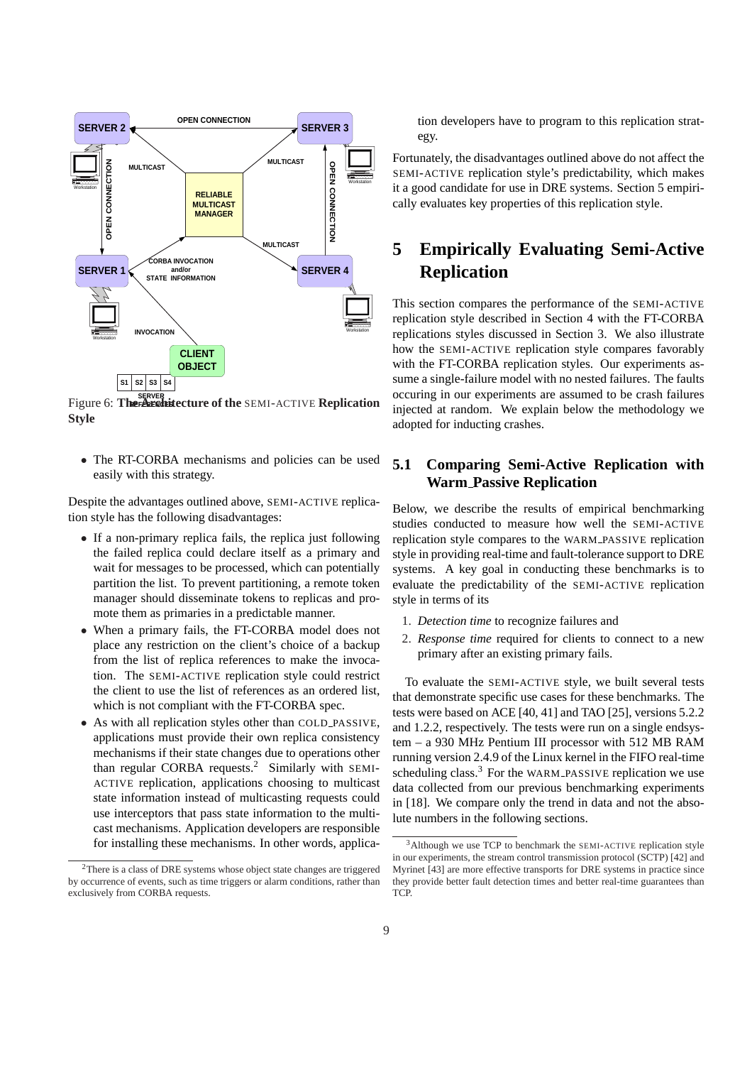Figure 6: **The Architecture of the** SEMI-ACTIVE **Replication Style**

- The RT-CORBA mechanisms and policies can be used easily with this strategy.

Despite the advantages outlined above, SEMI-ACTIVE replication style has the following disadvantages:

- If a non-primary replica fails, the replica just following the failed replica could declare itself as a primary and wait for messages to be processed, which can potentially partition the list. To prevent partitioning, a remote token manager should disseminate tokens to replicas and promote them as primaries in a predictable manner.
- When a primary fails, the FT-CORBA model does not place any restriction on the client's choice of a backup from the list of replica references to make the invocation. The SEMI-ACTIVE replication style could restrict the client to use the list of references as an ordered list, which is not compliant with the FT-CORBA spec.
- As with all replication styles other than COLD_PASSIVE, applications must provide their own replica consistency mechanisms if their state changes due to operations other than regular CORBA requests.[2] Similarly with SEMI-ACTIVE replication, applications choosing to multicast state information instead of multicasting requests could use interceptors that pass state information to the multicast mechanisms. Application developers are responsible for installing these mechanisms. In other words, application developers have to program to this replication strategy.

Fortunately, the disadvantages outlined above do not affect the SEMI-ACTIVE replication style's predictability, which makes it a good candidate for use in DRE systems. Section 5 empirically evaluates key properties of this replication style.

# 5 Empirically Evaluating Semi-Active Replication

This section compares the performance of the SEMI-ACTIVE replication style described in Section 4 with the FT-CORBA replications styles discussed in Section 3. We also illustrate how the SEMI-ACTIVE replication style compares favorably with the FT-CORBA replication styles. Our experiments assume a single-failure model with no nested failures. The faults occuring in our experiments are assumed to be crash failures injected at random. We explain below the methodology we adopted for inducting crashes.

## 5.1 Comparing Semi-Active Replication with Warm_Passive Replication

Below, we describe the results of empirical benchmarking studies conducted to measure how well the SEMI-ACTIVE replication style compares to the WARM_PASSIVE replication style in providing real-time and fault-tolerance support to DRE systems. A key goal in conducting these benchmarks is to evaluate the predictability of the SEMI-ACTIVE replication style in terms of its

1. *Detection time* to recognize failures and
2. *Response time* required for clients to connect to a new primary after an existing primary fails.

To evaluate the SEMI-ACTIVE style, we built several tests that demonstrate specific use cases for these benchmarks. The tests were based on ACE [40, 41] and TAO [25], versions 5.2.2 and 1.2.2, respectively. The tests were run on a single endsystem – a 930 MHz Pentium III processor with 512 MB RAM running version 2.4.9 of the Linux kernel in the FIFO real-time scheduling class.[3] For the WARM_PASSIVE replication we use data collected from our previous benchmarking experiments in [18]. We compare only the trend in data and not the absolute numbers in the following sections.

[2] There is a class of DRE systems whose object state changes are triggered by occurrence of events, such as time triggers or alarm conditions, rather than exclusively from CORBA requests.

[3] Although we use TCP to benchmark the SEMI-ACTIVE replication style in our experiments, the stream control transmission protocol (SCTP) [42] and Myrinet [43] are more effective transports for DRE systems in practice since they provide better fault detection times and better real-time guarantees than TCP.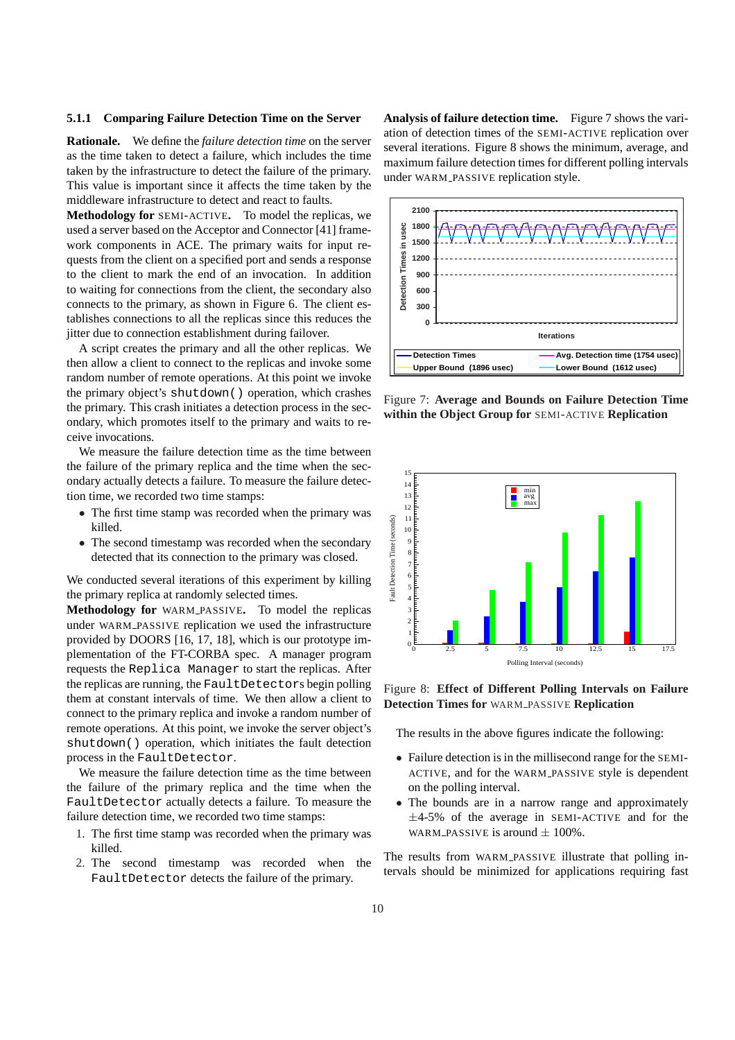### 5.1.1 Comparing Failure Detection Time on the Server

**Rationale.** We define the *failure detection time* on the server as the time taken to detect a failure, which includes the time taken by the infrastructure to detect the failure of the primary. This value is important since it affects the time taken by the middleware infrastructure to detect and react to faults.

**Methodology for** SEMI-ACTIVE**.** To model the replicas, we used a server based on the Acceptor and Connector [41] framework components in ACE. The primary waits for input requests from the client on a specified port and sends a response to the client to mark the end of an invocation. In addition to waiting for connections from the client, the secondary also connects to the primary, as shown in Figure 6. The client establishes connections to all the replicas since this reduces the jitter due to connection establishment during failover.

A script creates the primary and all the other replicas. We then allow a client to connect to the replicas and invoke some random number of remote operations. At this point we invoke the primary object's `shutdown()` operation, which crashes the primary. This crash initiates a detection process in the secondary, which promotes itself to the primary and waits to receive invocations.

We measure the failure detection time as the time between the failure of the primary replica and the time when the secondary actually detects a failure. To measure the failure detection time, we recorded two time stamps:

- The first time stamp was recorded when the primary was killed.
- The second timestamp was recorded when the secondary detected that its connection to the primary was closed.

We conducted several iterations of this experiment by killing the primary replica at randomly selected times.

**Methodology for** WARM_PASSIVE**.** To model the replicas under WARM_PASSIVE replication we used the infrastructure provided by DOORS [16, 17, 18], which is our prototype implementation of the FT-CORBA spec. A manager program requests the `Replica Manager` to start the replicas. After the replicas are running, the `FaultDetectors` begin polling them at constant intervals of time. We then allow a client to connect to the primary replica and invoke a random number of remote operations. At this point, we invoke the server object's `shutdown()` operation, which initiates the fault detection process in the `FaultDetector`.

We measure the failure detection time as the time between the failure of the primary replica and the time when the `FaultDetector` actually detects a failure. To measure the failure detection time, we recorded two time stamps:

1. The first time stamp was recorded when the primary was killed.
2. The second timestamp was recorded when the `FaultDetector` detects the failure of the primary.

**Analysis of failure detection time.** Figure 7 shows the variation of detection times of the SEMI-ACTIVE replication over several iterations. Figure 8 shows the minimum, average, and maximum failure detection times for different polling intervals under WARM_PASSIVE replication style.

Figure 7: **Average and Bounds on Failure Detection Time within the Object Group for** SEMI-ACTIVE **Replication**

Figure 8: **Effect of Different Polling Intervals on Failure Detection Times for** WARM_PASSIVE **Replication**

The results in the above figures indicate the following:

- Failure detection is in the millisecond range for the SEMI-ACTIVE, and for the WARM_PASSIVE style is dependent on the polling interval.
- The bounds are in a narrow range and approximately $\pm$4-5% of the average in SEMI-ACTIVE and for the WARM_PASSIVE is around $\pm$ 100%.

The results from WARM_PASSIVE illustrate that polling intervals should be minimized for applications requiring fast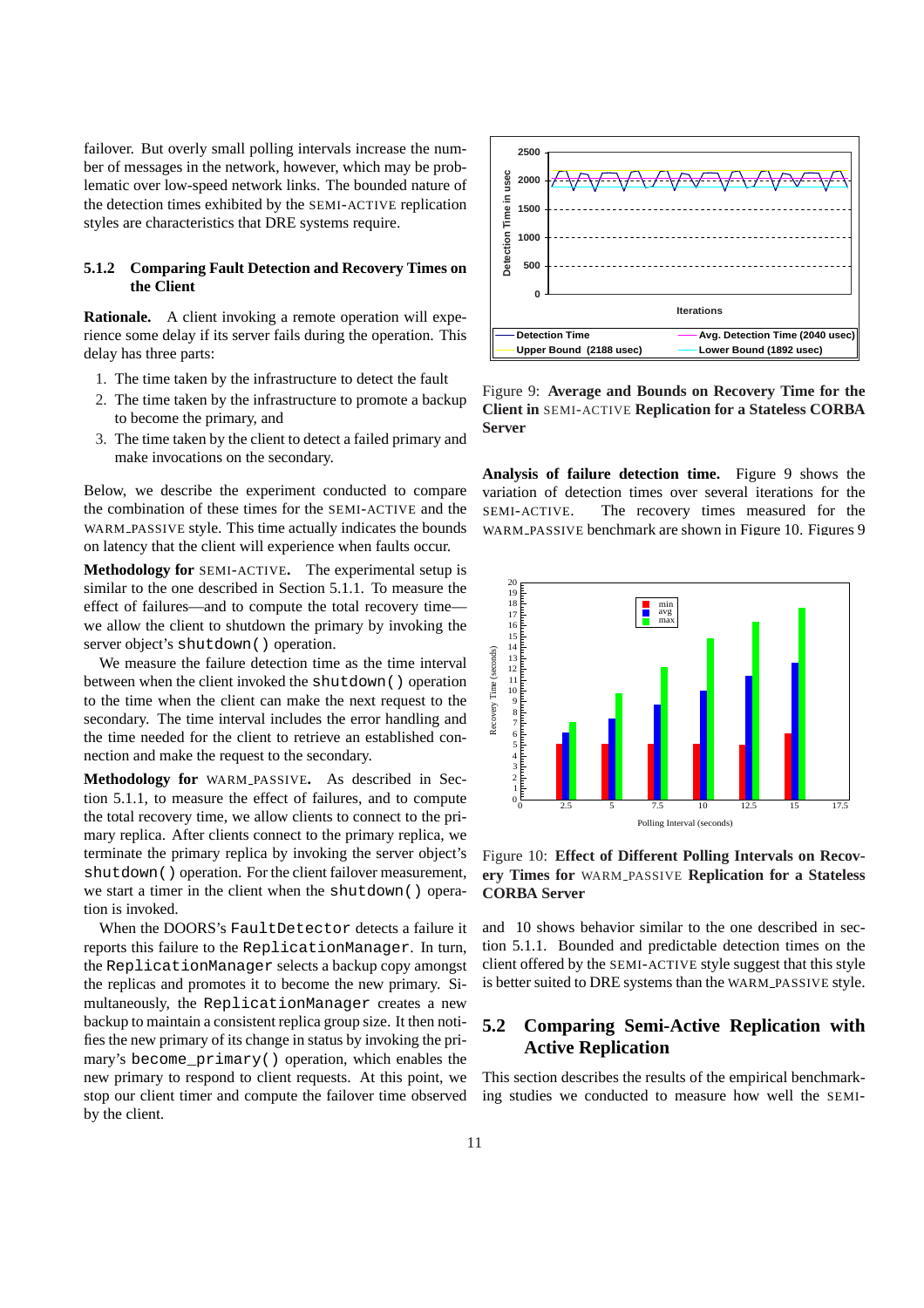failover. But overly small polling intervals increase the number of messages in the network, however, which may be problematic over low-speed network links. The bounded nature of the detection times exhibited by the SEMI-ACTIVE replication styles are characteristics that DRE systems require.

### 5.1.2 Comparing Fault Detection and Recovery Times on the Client

**Rationale.** A client invoking a remote operation will experience some delay if its server fails during the operation. This delay has three parts:

1. The time taken by the infrastructure to detect the fault
2. The time taken by the infrastructure to promote a backup to become the primary, and
3. The time taken by the client to detect a failed primary and make invocations on the secondary.

Below, we describe the experiment conducted to compare the combination of these times for the SEMI-ACTIVE and the WARM_PASSIVE style. This time actually indicates the bounds on latency that the client will experience when faults occur.

**Methodology for SEMI-ACTIVE.** The experimental setup is similar to the one described in Section 5.1.1. To measure the effect of failures—and to compute the total recovery time—we allow the client to shutdown the primary by invoking the server object's `shutdown()` operation.

We measure the failure detection time as the time interval between when the client invoked the `shutdown()` operation to the time when the client can make the next request to the secondary. The time interval includes the error handling and the time needed for the client to retrieve an established connection and make the request to the secondary.

**Methodology for WARM_PASSIVE.** As described in Section 5.1.1, to measure the effect of failures, and to compute the total recovery time, we allow clients to connect to the primary replica. After clients connect to the primary replica, we terminate the primary replica by invoking the server object's `shutdown()` operation. For the client failover measurement, we start a timer in the client when the `shutdown()` operation is invoked.

When the DOORS's `FaultDetector` detects a failure it reports this failure to the `ReplicationManager`. In turn, the `ReplicationManager` selects a backup copy amongst the replicas and promotes it to become the new primary. Simultaneously, the `ReplicationManager` creates a new backup to maintain a consistent replica group size. It then notifies the new primary of its change in status by invoking the primary's `become_primary()` operation, which enables the new primary to respond to client requests. At this point, we stop our client timer and compute the failover time observed by the client.

Figure 9: **Average and Bounds on Recovery Time for the Client in SEMI-ACTIVE Replication for a Stateless CORBA Server**

**Analysis of failure detection time.** Figure 9 shows the variation of detection times over several iterations for the SEMI-ACTIVE. The recovery times measured for the WARM_PASSIVE benchmark are shown in Figure 10. Figures 9 and 10 shows behavior similar to the one described in section 5.1.1. Bounded and predictable detection times on the client offered by the SEMI-ACTIVE style suggest that this style is better suited to DRE systems than the WARM_PASSIVE style.

Figure 10: **Effect of Different Polling Intervals on Recovery Times for WARM_PASSIVE Replication for a Stateless CORBA Server**

## 5.2 Comparing Semi-Active Replication with Active Replication

This section describes the results of the empirical benchmarking studies we conducted to measure how well the SEMI-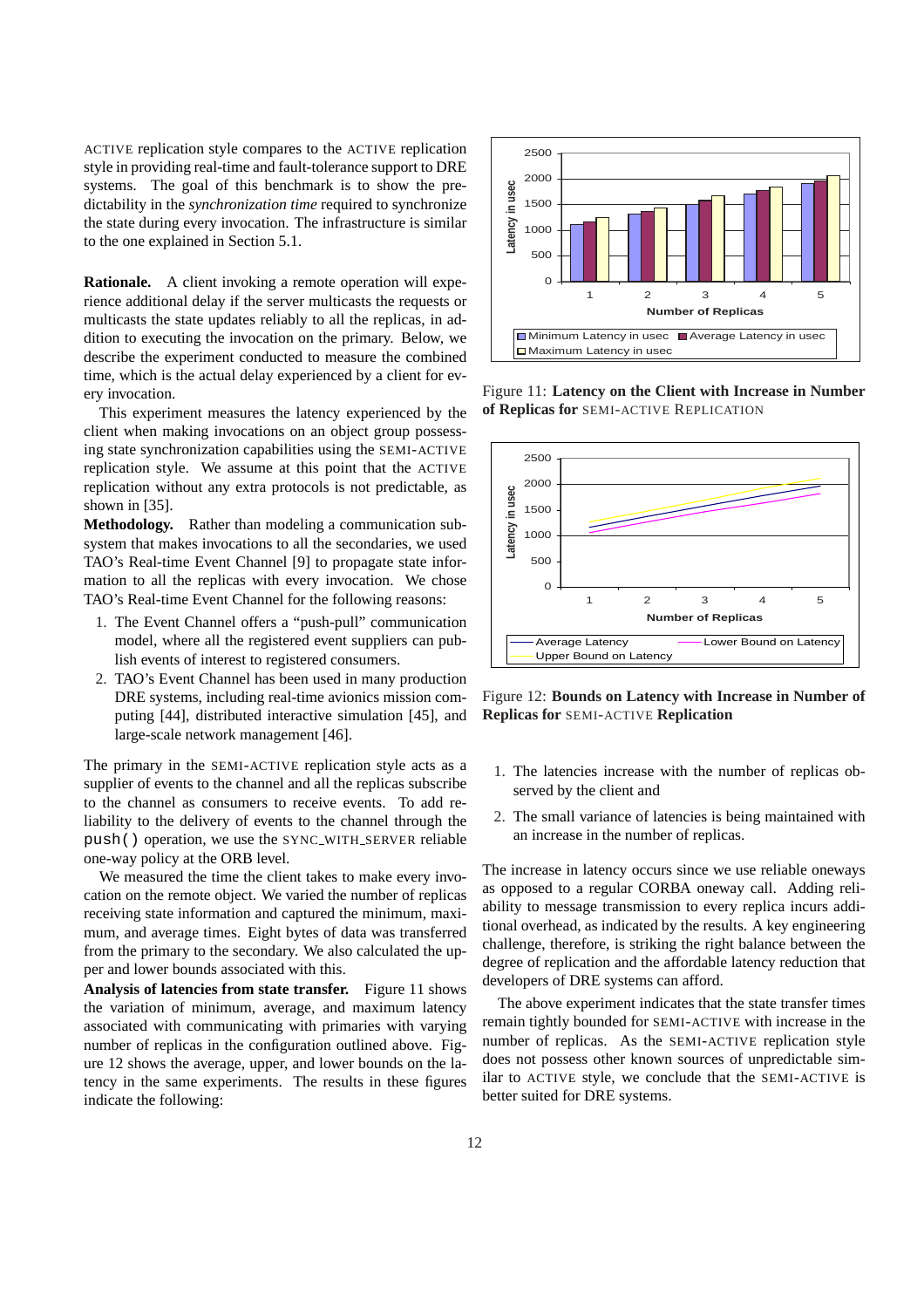ACTIVE replication style compares to the ACTIVE replication style in providing real-time and fault-tolerance support to DRE systems. The goal of this benchmark is to show the predictability in the *synchronization time* required to synchronize the state during every invocation. The infrastructure is similar to the one explained in Section 5.1.

**Rationale.** A client invoking a remote operation will experience additional delay if the server multicasts the requests or multicasts the state updates reliably to all the replicas, in addition to executing the invocation on the primary. Below, we describe the experiment conducted to measure the combined time, which is the actual delay experienced by a client for every invocation.

This experiment measures the latency experienced by the client when making invocations on an object group possessing state synchronization capabilities using the SEMI-ACTIVE replication style. We assume at this point that the ACTIVE replication without any extra protocols is not predictable, as shown in [35].

**Methodology.** Rather than modeling a communication subsystem that makes invocations to all the secondaries, we used TAO's Real-time Event Channel [9] to propagate state information to all the replicas with every invocation. We chose TAO's Real-time Event Channel for the following reasons:

1. The Event Channel offers a "push-pull" communication model, where all the registered event suppliers can publish events of interest to registered consumers.
2. TAO's Event Channel has been used in many production DRE systems, including real-time avionics mission computing [44], distributed interactive simulation [45], and large-scale network management [46].

The primary in the SEMI-ACTIVE replication style acts as a supplier of events to the channel and all the replicas subscribe to the channel as consumers to receive events. To add reliability to the delivery of events to the channel through the `push()` operation, we use the SYNC_WITH_SERVER reliable one-way policy at the ORB level.

We measured the time the client takes to make every invocation on the remote object. We varied the number of replicas receiving state information and captured the minimum, maximum, and average times. Eight bytes of data was transferred from the primary to the secondary. We also calculated the upper and lower bounds associated with this.

**Analysis of latencies from state transfer.** Figure 11 shows the variation of minimum, average, and maximum latency associated with communicating with primaries with varying number of replicas in the configuration outlined above. Figure 12 shows the average, upper, and lower bounds on the latency in the same experiments. The results in these figures indicate the following:

Figure 11: **Latency on the Client with Increase in Number of Replicas for** SEMI-ACTIVE REPLICATION

Figure 12: **Bounds on Latency with Increase in Number of Replicas for** SEMI-ACTIVE **Replication**

1. The latencies increase with the number of replicas observed by the client and
2. The small variance of latencies is being maintained with an increase in the number of replicas.

The increase in latency occurs since we use reliable oneways as opposed to a regular CORBA oneway call. Adding reliability to message transmission to every replica incurs additional overhead, as indicated by the results. A key engineering challenge, therefore, is striking the right balance between the degree of replication and the affordable latency reduction that developers of DRE systems can afford.

The above experiment indicates that the state transfer times remain tightly bounded for SEMI-ACTIVE with increase in the number of replicas. As the SEMI-ACTIVE replication style does not possess other known sources of unpredictable similar to ACTIVE style, we conclude that the SEMI-ACTIVE is better suited for DRE systems.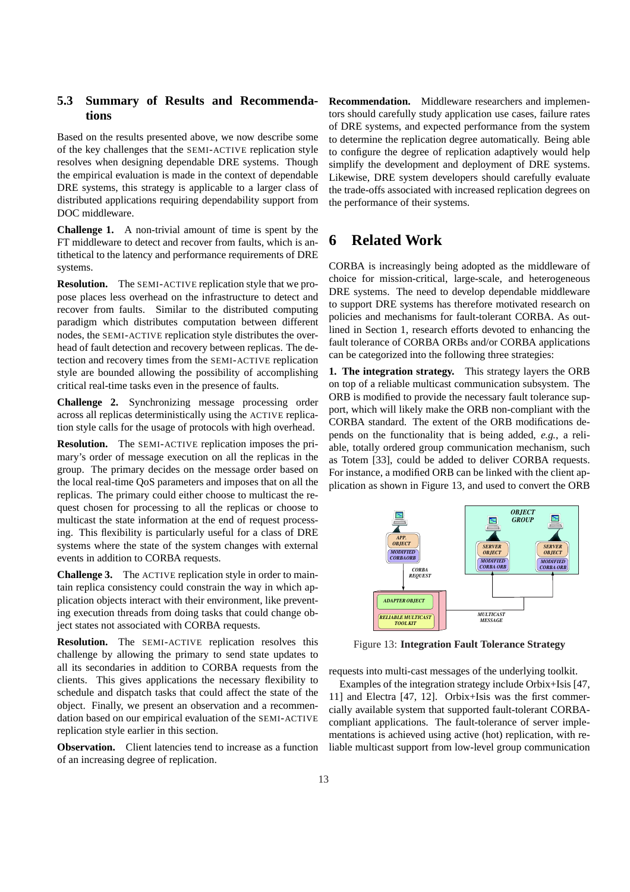### 5.3 Summary of Results and Recommendations

Based on the results presented above, we now describe some of the key challenges that the SEMI-ACTIVE replication style resolves when designing dependable DRE systems. Though the empirical evaluation is made in the context of dependable DRE systems, this strategy is applicable to a larger class of distributed applications requiring dependability support from DOC middleware.

**Challenge 1.** A non-trivial amount of time is spent by the FT middleware to detect and recover from faults, which is antithetical to the latency and performance requirements of DRE systems.

**Resolution.** The SEMI-ACTIVE replication style that we propose places less overhead on the infrastructure to detect and recover from faults. Similar to the distributed computing paradigm which distributes computation between different nodes, the SEMI-ACTIVE replication style distributes the overhead of fault detection and recovery between replicas. The detection and recovery times from the SEMI-ACTIVE replication style are bounded allowing the possibility of accomplishing critical real-time tasks even in the presence of faults.

**Challenge 2.** Synchronizing message processing order across all replicas deterministically using the ACTIVE replication style calls for the usage of protocols with high overhead.

**Resolution.** The SEMI-ACTIVE replication imposes the primary's order of message execution on all the replicas in the group. The primary decides on the message order based on the local real-time QoS parameters and imposes that on all the replicas. The primary could either choose to multicast the request chosen for processing to all the replicas or choose to multicast the state information at the end of request processing. This flexibility is particularly useful for a class of DRE systems where the state of the system changes with external events in addition to CORBA requests.

**Challenge 3.** The ACTIVE replication style in order to maintain replica consistency could constrain the way in which application objects interact with their environment, like preventing execution threads from doing tasks that could change object states not associated with CORBA requests.

**Resolution.** The SEMI-ACTIVE replication resolves this challenge by allowing the primary to send state updates to all its secondaries in addition to CORBA requests from the clients. This gives applications the necessary flexibility to schedule and dispatch tasks that could affect the state of the object. Finally, we present an observation and a recommendation based on our empirical evaluation of the SEMI-ACTIVE replication style earlier in this section.

**Observation.** Client latencies tend to increase as a function of an increasing degree of replication.

**Recommendation.** Middleware researchers and implementors should carefully study application use cases, failure rates of DRE systems, and expected performance from the system to determine the replication degree automatically. Being able to configure the degree of replication adaptively would help simplify the development and deployment of DRE systems. Likewise, DRE system developers should carefully evaluate the trade-offs associated with increased replication degrees on the performance of their systems.

# 6 Related Work

CORBA is increasingly being adopted as the middleware of choice for mission-critical, large-scale, and heterogeneous DRE systems. The need to develop dependable middleware to support DRE systems has therefore motivated research on policies and mechanisms for fault-tolerant CORBA. As outlined in Section 1, research efforts devoted to enhancing the fault tolerance of CORBA ORBs and/or CORBA applications can be categorized into the following three strategies:

**1. The integration strategy.** This strategy layers the ORB on top of a reliable multicast communication subsystem. The ORB is modified to provide the necessary fault tolerance support, which will likely make the ORB non-compliant with the CORBA standard. The extent of the ORB modifications depends on the functionality that is being added, *e.g.*, a reliable, totally ordered group communication mechanism, such as Totem [33], could be added to deliver CORBA requests. For instance, a modified ORB can be linked with the client application as shown in Figure 13, and used to convert the ORB requests into multi-cast messages of the underlying toolkit.

OBJECT GROUP
APP. OBJECT
MODIFIED CORBAORB
SERVER OBJECT
MODIFIED CORBA ORB
SERVER OBJECT
MODIFIED CORBA ORB
CORBA REQUEST
ADAPTER OBJECT
RELIABLE MULTICAST TOOLKIT
MULTICAST MESSAGE

Figure 13: **Integration Fault Tolerance Strategy**

Examples of the integration strategy include Orbix+Isis [47, 11] and Electra [47, 12]. Orbix+Isis was the first commercially available system that supported fault-tolerant CORBA-compliant applications. The fault-tolerance of server implementations is achieved using active (hot) replication, with reliable multicast support from low-level group communication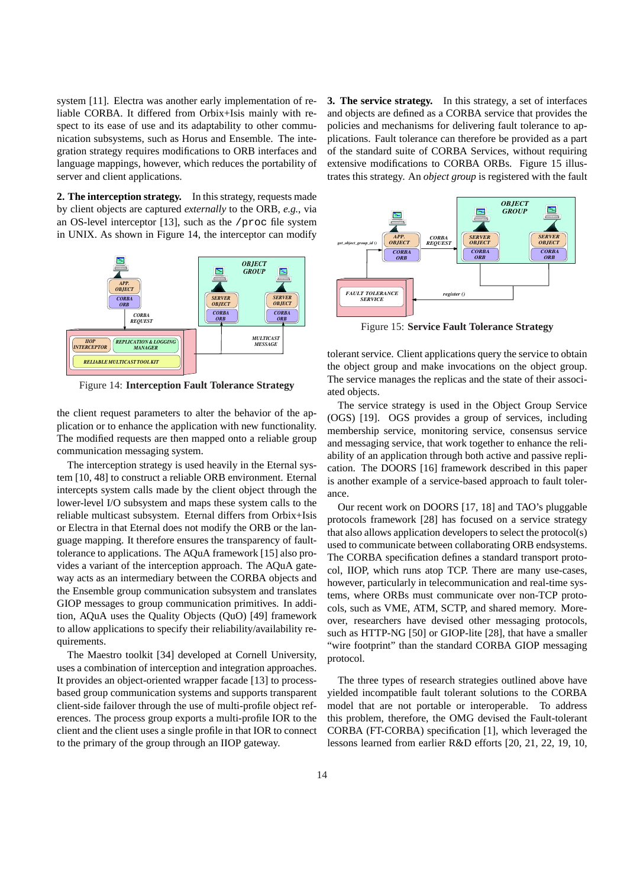system [11]. Electra was another early implementation of reliable CORBA. It differed from Orbix+Isis mainly with respect to its ease of use and its adaptability to other communication subsystems, such as Horus and Ensemble. The integration strategy requires modifications to ORB interfaces and language mappings, however, which reduces the portability of server and client applications.

**2. The interception strategy.** In this strategy, requests made by client objects are captured *externally* to the ORB, *e.g.*, via an OS-level interceptor [13], such as the `/proc` file system in UNIX. As shown in Figure 14, the interceptor can modify the client request parameters to alter the behavior of the application or to enhance the application with new functionality. The modified requests are then mapped onto a reliable group communication messaging system.

Figure 14: **Interception Fault Tolerance Strategy**

The interception strategy is used heavily in the Eternal system [10, 48] to construct a reliable ORB environment. Eternal intercepts system calls made by the client object through the lower-level I/O subsystem and maps these system calls to the reliable multicast subsystem. Eternal differs from Orbix+Isis or Electra in that Eternal does not modify the ORB or the language mapping. It therefore ensures the transparency of fault-tolerance to applications. The AQuA framework [15] also provides a variant of the interception approach. The AQuA gateway acts as an intermediary between the CORBA objects and the Ensemble group communication subsystem and translates GIOP messages to group communication primitives. In addition, AQuA uses the Quality Objects (QuO) [49] framework to allow applications to specify their reliability/availability requirements.

The Maestro toolkit [34] developed at Cornell University, uses a combination of interception and integration approaches. It provides an object-oriented wrapper facade [13] to process-based group communication systems and supports transparent client-side failover through the use of multi-profile object references. The process group exports a multi-profile IOR to the client and the client uses a single profile in that IOR to connect to the primary of the group through an IIOP gateway.

**3. The service strategy.** In this strategy, a set of interfaces and objects are defined as a CORBA service that provides the policies and mechanisms for delivering fault tolerance to applications. Fault tolerance can therefore be provided as a part of the standard suite of CORBA Services, without requiring extensive modifications to CORBA ORBs. Figure 15 illustrates this strategy. An *object group* is registered with the fault tolerant service. Client applications query the service to obtain the object group and make invocations on the object group. The service manages the replicas and the state of their associated objects.

Figure 15: **Service Fault Tolerance Strategy**

The service strategy is used in the Object Group Service (OGS) [19]. OGS provides a group of services, including membership service, monitoring service, consensus service and messaging service, that work together to enhance the reliability of an application through both active and passive replication. The DOORS [16] framework described in this paper is another example of a service-based approach to fault tolerance.

Our recent work on DOORS [17, 18] and TAO's pluggable protocols framework [28] has focused on a service strategy that also allows application developers to select the protocol(s) used to communicate between collaborating ORB endsystems. The CORBA specification defines a standard transport protocol, IIOP, which runs atop TCP. There are many use-cases, however, particularly in telecommunication and real-time systems, where ORBs must communicate over non-TCP protocols, such as VME, ATM, SCTP, and shared memory. Moreover, researchers have devised other messaging protocols, such as HTTP-NG [50] or GIOP-lite [28], that have a smaller "wire footprint" than the standard CORBA GIOP messaging protocol.

The three types of research strategies outlined above have yielded incompatible fault tolerant solutions to the CORBA model that are not portable or interoperable. To address this problem, therefore, the OMG devised the Fault-tolerant CORBA (FT-CORBA) specification [1], which leveraged the lessons learned from earlier R&D efforts [20, 21, 22, 19, 10,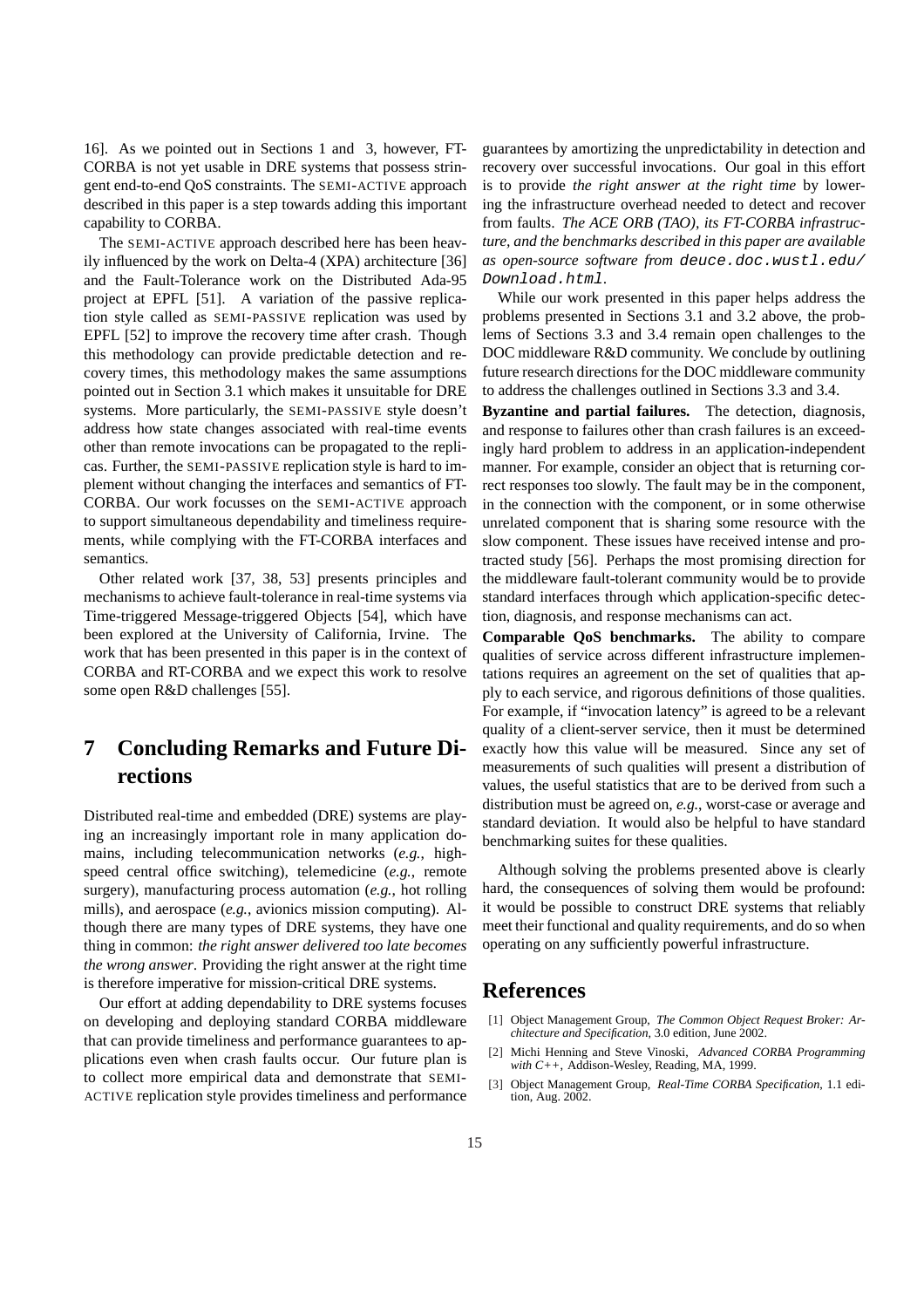16]. As we pointed out in Sections 1 and 3, however, FT-CORBA is not yet usable in DRE systems that possess stringent end-to-end QoS constraints. The SEMI-ACTIVE approach described in this paper is a step towards adding this important capability to CORBA.

The SEMI-ACTIVE approach described here has been heavily influenced by the work on Delta-4 (XPA) architecture [36] and the Fault-Tolerance work on the Distributed Ada-95 project at EPFL [51]. A variation of the passive replication style called as SEMI-PASSIVE replication was used by EPFL [52] to improve the recovery time after crash. Though this methodology can provide predictable detection and recovery times, this methodology makes the same assumptions pointed out in Section 3.1 which makes it unsuitable for DRE systems. More particularly, the SEMI-PASSIVE style doesn't address how state changes associated with real-time events other than remote invocations can be propagated to the replicas. Further, the SEMI-PASSIVE replication style is hard to implement without changing the interfaces and semantics of FT-CORBA. Our work focusses on the SEMI-ACTIVE approach to support simultaneous dependability and timeliness requirements, while complying with the FT-CORBA interfaces and semantics.

Other related work [37, 38, 53] presents principles and mechanisms to achieve fault-tolerance in real-time systems via Time-triggered Message-triggered Objects [54], which have been explored at the University of California, Irvine. The work that has been presented in this paper is in the context of CORBA and RT-CORBA and we expect this work to resolve some open R&D challenges [55].

# 7 Concluding Remarks and Future Directions

Distributed real-time and embedded (DRE) systems are playing an increasingly important role in many application domains, including telecommunication networks (*e.g.*, high-speed central office switching), telemedicine (*e.g.*, remote surgery), manufacturing process automation (*e.g.*, hot rolling mills), and aerospace (*e.g.*, avionics mission computing). Although there are many types of DRE systems, they have one thing in common: *the right answer delivered too late becomes the wrong answer*. Providing the right answer at the right time is therefore imperative for mission-critical DRE systems.

Our effort at adding dependability to DRE systems focuses on developing and deploying standard CORBA middleware that can provide timeliness and performance guarantees to applications even when crash faults occur. Our future plan is to collect more empirical data and demonstrate that SEMI-ACTIVE replication style provides timeliness and performance guarantees by amortizing the unpredictability in detection and recovery over successful invocations. Our goal in this effort is to provide *the right answer at the right time* by lowering the infrastructure overhead needed to detect and recover from faults. *The ACE ORB (TAO), its FT-CORBA infrastructure, and the benchmarks described in this paper are available as open-source software from* `deuce.doc.wustl.edu/Download.html`.

While our work presented in this paper helps address the problems presented in Sections 3.1 and 3.2 above, the problems of Sections 3.3 and 3.4 remain open challenges to the DOC middleware R&D community. We conclude by outlining future research directions for the DOC middleware community to address the challenges outlined in Sections 3.3 and 3.4.

**Byzantine and partial failures.** The detection, diagnosis, and response to failures other than crash failures is an exceedingly hard problem to address in an application-independent manner. For example, consider an object that is returning correct responses too slowly. The fault may be in the component, in the connection with the component, or in some otherwise unrelated component that is sharing some resource with the slow component. These issues have received intense and protracted study [56]. Perhaps the most promising direction for the middleware fault-tolerant community would be to provide standard interfaces through which application-specific detection, diagnosis, and response mechanisms can act.

**Comparable QoS benchmarks.** The ability to compare qualities of service across different infrastructure implementations requires an agreement on the set of qualities that apply to each service, and rigorous definitions of those qualities. For example, if "invocation latency" is agreed to be a relevant quality of a client-server service, then it must be determined exactly how this value will be measured. Since any set of measurements of such qualities will present a distribution of values, the useful statistics that are to be derived from such a distribution must be agreed on, *e.g.*, worst-case or average and standard deviation. It would also be helpful to have standard benchmarking suites for these qualities.

Although solving the problems presented above is clearly hard, the consequences of solving them would be profound: it would be possible to construct DRE systems that reliably meet their functional and quality requirements, and do so when operating on any sufficiently powerful infrastructure.

# References

[1] Object Management Group, *The Common Object Request Broker: Architecture and Specification*, 3.0 edition, June 2002.

[2] Michi Henning and Steve Vinoski, *Advanced CORBA Programming with C++*, Addison-Wesley, Reading, MA, 1999.

[3] Object Management Group, *Real-Time CORBA Specification*, 1.1 edition, Aug. 2002.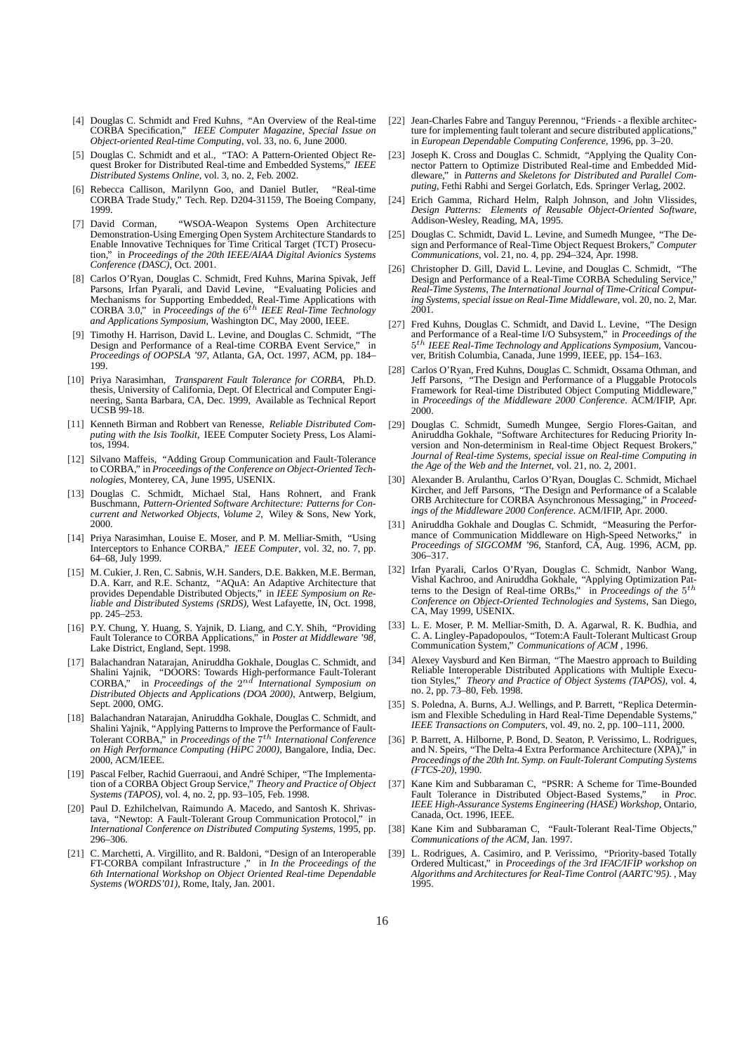[4] Douglas C. Schmidt and Fred Kuhns, "An Overview of the Real-time CORBA Specification," *IEEE Computer Magazine, Special Issue on Object-oriented Real-time Computing*, vol. 33, no. 6, June 2000.

[5] Douglas C. Schmidt and et al., "TAO: A Pattern-Oriented Object Request Broker for Distributed Real-time and Embedded Systems," *IEEE Distributed Systems Online*, vol. 3, no. 2, Feb. 2002.

[6] Rebecca Callison, Marilynn Goo, and Daniel Butler, "Real-time CORBA Trade Study," Tech. Rep. D204-31159, The Boeing Company, 1999.

[7] David Corman, "WSOA-Weapon Systems Open Architecture Demonstration-Using Emerging Open System Architecture Standards to Enable Innovative Techniques for Time Critical Target (TCT) Prosecution," in *Proceedings of the 20th IEEE/AIAA Digital Avionics Systems Conference (DASC)*, Oct. 2001.

[8] Carlos O'Ryan, Douglas C. Schmidt, Fred Kuhns, Marina Spivak, Jeff Parsons, Irfan Pyarali, and David Levine, "Evaluating Policies and Mechanisms for Supporting Embedded, Real-Time Applications with CORBA 3.0," in *Proceedings of the $6^{th}$ IEEE Real-Time Technology and Applications Symposium*, Washington DC, May 2000, IEEE.

[9] Timothy H. Harrison, David L. Levine, and Douglas C. Schmidt, "The Design and Performance of a Real-time CORBA Event Service," in *Proceedings of OOPSLA '97*, Atlanta, GA, Oct. 1997, ACM, pp. 184–199.

[10] Priya Narasimhan, *Transparent Fault Tolerance for CORBA*, Ph.D. thesis, University of California, Dept. Of Electrical and Computer Engineering, Santa Barbara, CA, Dec. 1999, Available as Technical Report UCSB 99-18.

[11] Kenneth Birman and Robbert van Renesse, *Reliable Distributed Computing with the Isis Toolkit*, IEEE Computer Society Press, Los Alamitos, 1994.

[12] Silvano Maffeis, "Adding Group Communication and Fault-Tolerance to CORBA," in *Proceedings of the Conference on Object-Oriented Technologies*, Monterey, CA, June 1995, USENIX.

[13] Douglas C. Schmidt, Michael Stal, Hans Rohnert, and Frank Buschmann, *Pattern-Oriented Software Architecture: Patterns for Concurrent and Networked Objects, Volume 2*, Wiley & Sons, New York, 2000.

[14] Priya Narasimhan, Louise E. Moser, and P. M. Melliar-Smith, "Using Interceptors to Enhance CORBA," *IEEE Computer*, vol. 32, no. 7, pp. 64–68, July 1999.

[15] M. Cukier, J. Ren, C. Sabnis, W.H. Sanders, D.E. Bakken, M.E. Berman, D.A. Karr, and R.E. Schantz, "AQuA: An Adaptive Architecture that provides Dependable Distributed Objects," in *IEEE Symposium on Reliable and Distributed Systems (SRDS)*, West Lafayette, IN, Oct. 1998, pp. 245–253.

[16] P.Y. Chung, Y. Huang, S. Yajnik, D. Liang, and C.Y. Shih, "Providing Fault Tolerance to CORBA Applications," in *Poster at Middleware '98*, Lake District, England, Sept. 1998.

[17] Balachandran Natarajan, Aniruddha Gokhale, Douglas C. Schmidt, and Shalini Yajnik, "DOORS: Towards High-performance Fault-Tolerant CORBA," in *Proceedings of the $2^{nd}$ International Symposium on Distributed Objects and Applications (DOA 2000)*, Antwerp, Belgium, Sept. 2000, OMG.

[18] Balachandran Natarajan, Aniruddha Gokhale, Douglas C. Schmidt, and Shalini Yajnik, "Applying Patterns to Improve the Performance of Fault-Tolerant CORBA," in *Proceedings of the $7^{th}$ International Conference on High Performance Computing (HiPC 2000)*, Bangalore, India, Dec. 2000, ACM/IEEE.

[19] Pascal Felber, Rachid Guerraoui, and André Schiper, "The Implementation of a CORBA Object Group Service," *Theory and Practice of Object Systems (TAPOS)*, vol. 4, no. 2, pp. 93–105, Feb. 1998.

[20] Paul D. Ezhilchelvan, Raimundo A. Macedo, and Santosh K. Shrivastava, "Newtop: A Fault-Tolerant Group Communication Protocol," in *International Conference on Distributed Computing Systems*, 1995, pp. 296–306.

[21] C. Marchetti, A. Virgillito, and R. Baldoni, "Design of an Interoperable FT-CORBA compilant Infrastructure ," in *In the Proceedings of the 6th International Workshop on Object Oriented Real-time Dependable Systems (WORDS'01)*, Rome, Italy, Jan. 2001.

[22] Jean-Charles Fabre and Tanguy Perennou, "Friends - a flexible architecture for implementing fault tolerant and secure distributed applications," in *European Dependable Computing Conference*, 1996, pp. 3–20.

[23] Joseph K. Cross and Douglas C. Schmidt, "Applying the Quality Connector Pattern to Optimize Distributed Real-time and Embedded Middleware," in *Patterns and Skeletons for Distributed and Parallel Computing*, Fethi Rabhi and Sergei Gorlatch, Eds. Springer Verlag, 2002.

[24] Erich Gamma, Richard Helm, Ralph Johnson, and John Vlissides, *Design Patterns: Elements of Reusable Object-Oriented Software*, Addison-Wesley, Reading, MA, 1995.

[25] Douglas C. Schmidt, David L. Levine, and Sumedh Mungee, "The Design and Performance of Real-Time Object Request Brokers," *Computer Communications*, vol. 21, no. 4, pp. 294–324, Apr. 1998.

[26] Christopher D. Gill, David L. Levine, and Douglas C. Schmidt, "The Design and Performance of a Real-Time CORBA Scheduling Service," *Real-Time Systems, The International Journal of Time-Critical Computing Systems, special issue on Real-Time Middleware*, vol. 20, no. 2, Mar. 2001.

[27] Fred Kuhns, Douglas C. Schmidt, and David L. Levine, "The Design and Performance of a Real-time I/O Subsystem," in *Proceedings of the $5^{th}$ IEEE Real-Time Technology and Applications Symposium*, Vancouver, British Columbia, Canada, June 1999, IEEE, pp. 154–163.

[28] Carlos O'Ryan, Fred Kuhns, Douglas C. Schmidt, Ossama Othman, and Jeff Parsons, "The Design and Performance of a Pluggable Protocols Framework for Real-time Distributed Object Computing Middleware," in *Proceedings of the Middleware 2000 Conference*. ACM/IFIP, Apr. 2000.

[29] Douglas C. Schmidt, Sumedh Mungee, Sergio Flores-Gaitan, and Aniruddha Gokhale, "Software Architectures for Reducing Priority Inversion and Non-determinism in Real-time Object Request Brokers," *Journal of Real-time Systems, special issue on Real-time Computing in the Age of the Web and the Internet*, vol. 21, no. 2, 2001.

[30] Alexander B. Arulanthu, Carlos O'Ryan, Douglas C. Schmidt, Michael Kircher, and Jeff Parsons, "The Design and Performance of a Scalable ORB Architecture for CORBA Asynchronous Messaging," in *Proceedings of the Middleware 2000 Conference*. ACM/IFIP, Apr. 2000.

[31] Aniruddha Gokhale and Douglas C. Schmidt, "Measuring the Performance of Communication Middleware on High-Speed Networks," in *Proceedings of SIGCOMM '96*, Stanford, CA, Aug. 1996, ACM, pp. 306–317.

[32] Irfan Pyarali, Carlos O'Ryan, Douglas C. Schmidt, Nanbor Wang, Vishal Kachroo, and Aniruddha Gokhale, "Applying Optimization Patterns to the Design of Real-time ORBs," in *Proceedings of the $5^{th}$ Conference on Object-Oriented Technologies and Systems*, San Diego, CA, May 1999, USENIX.

[33] L. E. Moser, P. M. Melliar-Smith, D. A. Agarwal, R. K. Budhia, and C. A. Lingley-Papadopoulos, "Totem:A Fault-Tolerant Multicast Group Communication System," *Communications of ACM* , 1996.

[34] Alexey Vaysburd and Ken Birman, "The Maestro approach to Building Reliable Interoperable Distributed Applications with Multiple Execution Styles," *Theory and Practice of Object Systems (TAPOS)*, vol. 4, no. 2, pp. 73–80, Feb. 1998.

[35] S. Poledna, A. Burns, A.J. Wellings, and P. Barrett, "Replica Determinism and Flexible Scheduling in Hard Real-Time Dependable Systems," *IEEE Transactions on Computers*, vol. 49, no. 2, pp. 100–111, 2000.

[36] P. Barrett, A. Hilborne, P. Bond, D. Seaton, P. Verissimo, L. Rodrigues, and N. Speirs, "The Delta-4 Extra Performance Architecture (XPA)," in *Proceedings of the 20th Int. Symp. on Fault-Tolerant Computing Systems (FTCS-20)*, 1990.

[37] Kane Kim and Subbaraman C, "PSRR: A Scheme for Time-Bounded Fault Tolerance in Distributed Object-Based Systems," in *Proc. IEEE High-Assurance Systems Engineering (HASE) Workshop*, Ontario, Canada, Oct. 1996, IEEE.

[38] Kane Kim and Subbaraman C, "Fault-Tolerant Real-Time Objects," *Communications of the ACM*, Jan. 1997.

[39] L. Rodrigues, A. Casimiro, and P. Verissimo, "Priority-based Totally Ordered Multicast," in *Proceedings of the 3rd IFAC/IFIP workshop on Algorithms and Architectures for Real-Time Control (AARTC'95).* , May 1995.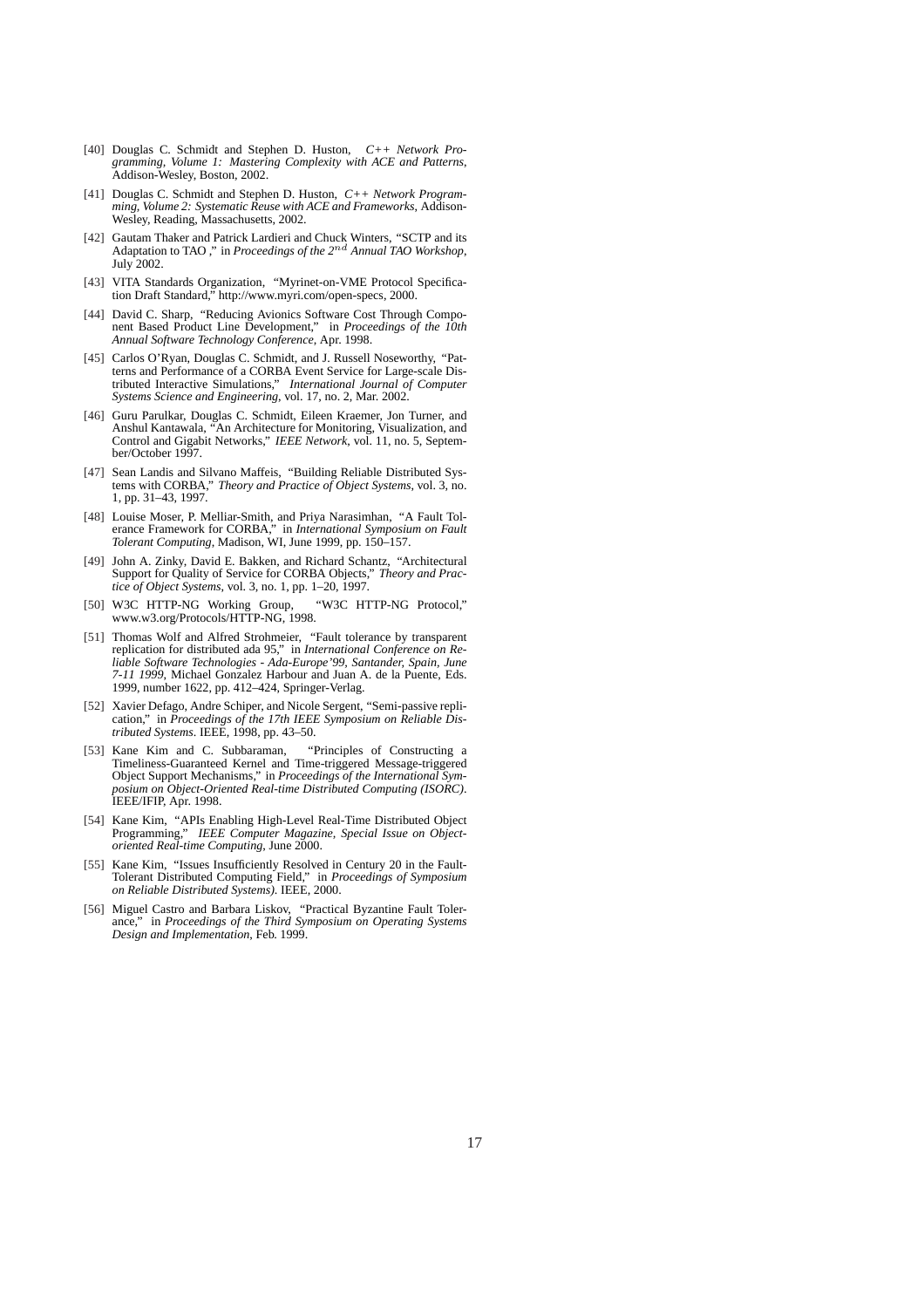[40] Douglas C. Schmidt and Stephen D. Huston, *C++ Network Programming, Volume 1: Mastering Complexity with ACE and Patterns*, Addison-Wesley, Boston, 2002.

[41] Douglas C. Schmidt and Stephen D. Huston, *C++ Network Programming, Volume 2: Systematic Reuse with ACE and Frameworks*, Addison-Wesley, Reading, Massachusetts, 2002.

[42] Gautam Thaker and Patrick Lardieri and Chuck Winters, "SCTP and its Adaptation to TAO ," in *Proceedings of the $2^{nd}$ Annual TAO Workshop*, July 2002.

[43] VITA Standards Organization, "Myrinet-on-VME Protocol Specification Draft Standard," http://www.myri.com/open-specs, 2000.

[44] David C. Sharp, "Reducing Avionics Software Cost Through Component Based Product Line Development," in *Proceedings of the 10th Annual Software Technology Conference*, Apr. 1998.

[45] Carlos O'Ryan, Douglas C. Schmidt, and J. Russell Noseworthy, "Patterns and Performance of a CORBA Event Service for Large-scale Distributed Interactive Simulations," *International Journal of Computer Systems Science and Engineering*, vol. 17, no. 2, Mar. 2002.

[46] Guru Parulkar, Douglas C. Schmidt, Eileen Kraemer, Jon Turner, and Anshul Kantawala, "An Architecture for Monitoring, Visualization, and Control and Gigabit Networks," *IEEE Network*, vol. 11, no. 5, September/October 1997.

[47] Sean Landis and Silvano Maffeis, "Building Reliable Distributed Systems with CORBA," *Theory and Practice of Object Systems*, vol. 3, no. 1, pp. 31–43, 1997.

[48] Louise Moser, P. Melliar-Smith, and Priya Narasimhan, "A Fault Tolerance Framework for CORBA," in *International Symposium on Fault Tolerant Computing*, Madison, WI, June 1999, pp. 150–157.

[49] John A. Zinky, David E. Bakken, and Richard Schantz, "Architectural Support for Quality of Service for CORBA Objects," *Theory and Practice of Object Systems*, vol. 3, no. 1, pp. 1–20, 1997.

[50] W3C HTTP-NG Working Group, "W3C HTTP-NG Protocol," www.w3.org/Protocols/HTTP-NG, 1998.

[51] Thomas Wolf and Alfred Strohmeier, "Fault tolerance by transparent replication for distributed ada 95," in *International Conference on Reliable Software Technologies - Ada-Europe'99, Santander, Spain, June 7-11 1999*, Michael Gonzalez Harbour and Juan A. de la Puente, Eds. 1999, number 1622, pp. 412–424, Springer-Verlag.

[52] Xavier Defago, Andre Schiper, and Nicole Sergent, "Semi-passive replication," in *Proceedings of the 17th IEEE Symposium on Reliable Distributed Systems*. IEEE, 1998, pp. 43–50.

[53] Kane Kim and C. Subbaraman, "Principles of Constructing a Timeliness-Guaranteed Kernel and Time-triggered Message-triggered Object Support Mechanisms," in *Proceedings of the International Symposium on Object-Oriented Real-time Distributed Computing (ISORC)*. IEEE/IFIP, Apr. 1998.

[54] Kane Kim, "APIs Enabling High-Level Real-Time Distributed Object Programming," *IEEE Computer Magazine, Special Issue on Object-oriented Real-time Computing*, June 2000.

[55] Kane Kim, "Issues Insufficiently Resolved in Century 20 in the Fault-Tolerant Distributed Computing Field," in *Proceedings of Symposium on Reliable Distributed Systems)*. IEEE, 2000.

[56] Miguel Castro and Barbara Liskov, "Practical Byzantine Fault Tolerance," in *Proceedings of the Third Symposium on Operating Systems Design and Implementation*, Feb. 1999.